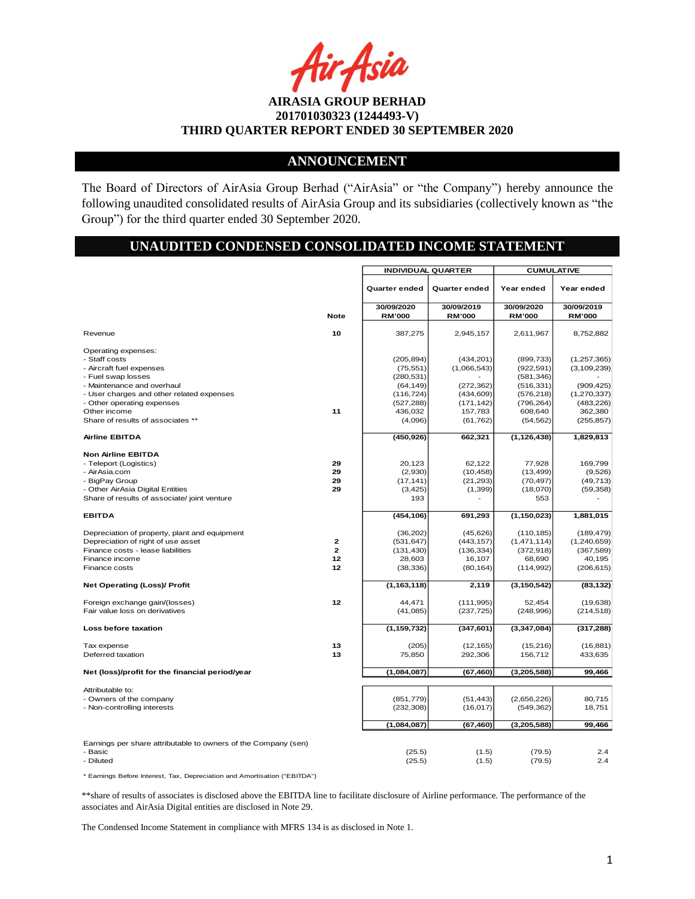**AIRASIA GROUP BERHAD**
**201701030323 (1244493-V)**
**THIRD QUARTER REPORT ENDED 30 SEPTEMBER 2020**

## ANNOUNCEMENT

The Board of Directors of AirAsia Group Berhad ("AirAsia" or "the Company") hereby announce the following unaudited consolidated results of AirAsia Group and its subsidiaries (collectively known as "the Group") for the third quarter ended 30 September 2020.

## UNAUDITED CONDENSED CONSOLIDATED INCOME STATEMENT

| | | INDIVIDUAL QUARTER | | CUMULATIVE | |
|---|---|---|---|---|---|
| | | Quarter ended | Quarter ended | Year ended | Year ended |
| | Note | 30/09/2020 RM'000 | 30/09/2019 RM'000 | 30/09/2020 RM'000 | 30/09/2019 RM'000 |
| Revenue | 10 | 387,275 | 2,945,157 | 2,611,967 | 8,752,882 |
| Operating expenses: | | | | | |
| - Staff costs | | (205,894) | (434,201) | (899,733) | (1,257,365) |
| - Aircraft fuel expenses | | (75,551) | (1,066,543) | (922,591) | (3,109,239) |
| - Fuel swap losses | | (280,531) | - | (581,346) | - |
| - Maintenance and overhaul | | (64,149) | (272,362) | (516,331) | (909,425) |
| - User charges and other related expenses | | (116,724) | (434,609) | (576,218) | (1,270,337) |
| - Other operating expenses | | (527,288) | (171,142) | (796,264) | (483,226) |
| Other income | 11 | 436,032 | 157,783 | 608,640 | 362,380 |
| Share of results of associates ** | | (4,096) | (61,762) | (54,562) | (255,857) |
| **Airline EBITDA** | | **(450,926)** | **662,321** | **(1,126,438)** | **1,829,813** |
| **Non Airline EBITDA** | | | | | |
| - Teleport (Logistics) | 29 | 20,123 | 62,122 | 77,928 | 169,799 |
| - AirAsia.com | 29 | (2,930) | (10,458) | (13,499) | (9,526) |
| - BigPay Group | 29 | (17,141) | (21,293) | (70,497) | (49,713) |
| - Other AirAsia Digital Entities | 29 | (3,425) | (1,399) | (18,070) | (59,358) |
| Share of results of associate/ joint venture | | 193 | - | 553 | - |
| **EBITDA** | | **(454,106)** | **691,293** | **(1,150,023)** | **1,881,015** |
| Depreciation of property, plant and equipment | | (36,202) | (45,626) | (110,185) | (189,479) |
| Depreciation of right of use asset | 2 | (531,647) | (443,157) | (1,471,114) | (1,240,659) |
| Finance costs - lease liabilities | 2 | (131,430) | (136,334) | (372,918) | (367,589) |
| Finance income | 12 | 28,603 | 16,107 | 68,690 | 40,195 |
| Finance costs | 12 | (38,336) | (80,164) | (114,992) | (206,615) |
| **Net Operating (Loss)/ Profit** | | **(1,163,118)** | **2,119** | **(3,150,542)** | **(83,132)** |
| Foreign exchange gain/(losses) | 12 | 44,471 | (111,995) | 52,454 | (19,638) |
| Fair value loss on derivatives | | (41,085) | (237,725) | (248,996) | (214,518) |
| **Loss before taxation** | | **(1,159,732)** | **(347,601)** | **(3,347,084)** | **(317,288)** |
| Tax expense | 13 | (205) | (12,165) | (15,216) | (16,881) |
| Deferred taxation | 13 | 75,850 | 292,306 | 156,712 | 433,635 |
| **Net (loss)/profit for the financial period/year** | | **(1,084,087)** | **(67,460)** | **(3,205,588)** | **99,466** |
| Attributable to: | | | | | |
| - Owners of the company | | (851,779) | (51,443) | (2,656,226) | 80,715 |
| - Non-controlling interests | | (232,308) | (16,017) | (549,362) | 18,751 |
| | | (1,084,087) | (67,460) | (3,205,588) | 99,466 |
| Earnings per share attributable to owners of the Company (sen) | | | | | |
| - Basic | | (25.5) | (1.5) | (79.5) | 2.4 |
| - Diluted | | (25.5) | (1.5) | (79.5) | 2.4 |

* Earnings Before Interest, Tax, Depreciation and Amortisation ("EBITDA")

**share of results of associates is disclosed above the EBITDA line to facilitate disclosure of Airline performance. The performance of the associates and AirAsia Digital entities are disclosed in Note 29.

The Condensed Income Statement in compliance with MFRS 134 is as disclosed in Note 1.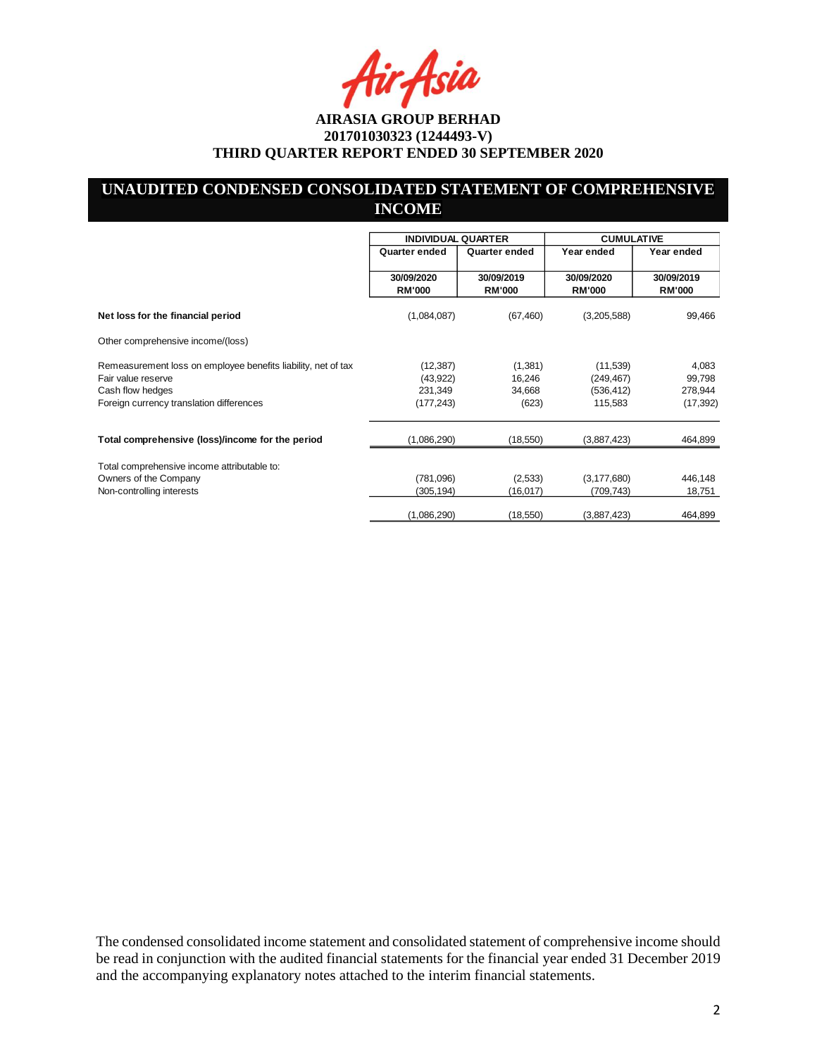AirAsia

**AIRASIA GROUP BERHAD**
**201701030323 (1244493-V)**
**THIRD QUARTER REPORT ENDED 30 SEPTEMBER 2020**

## UNAUDITED CONDENSED CONSOLIDATED STATEMENT OF COMPREHENSIVE INCOME

| | INDIVIDUAL QUARTER | | CUMULATIVE | |
|---|---|---|---|---|
| | Quarter ended | Quarter ended | Year ended | Year ended |
| | 30/09/2020 RM'000 | 30/09/2019 RM'000 | 30/09/2020 RM'000 | 30/09/2019 RM'000 |
| **Net loss for the financial period** | (1,084,087) | (67,460) | (3,205,588) | 99,466 |
| Other comprehensive income/(loss) | | | | |
| Remeasurement loss on employee benefits liability, net of tax | (12,387) | (1,381) | (11,539) | 4,083 |
| Fair value reserve | (43,922) | 16,246 | (249,467) | 99,798 |
| Cash flow hedges | 231,349 | 34,668 | (536,412) | 278,944 |
| Foreign currency translation differences | (177,243) | (623) | 115,583 | (17,392) |
| **Total comprehensive (loss)/income for the period** | (1,086,290) | (18,550) | (3,887,423) | 464,899 |
| Total comprehensive income attributable to: | | | | |
| Owners of the Company | (781,096) | (2,533) | (3,177,680) | 446,148 |
| Non-controlling interests | (305,194) | (16,017) | (709,743) | 18,751 |
| | (1,086,290) | (18,550) | (3,887,423) | 464,899 |

The condensed consolidated income statement and consolidated statement of comprehensive income should be read in conjunction with the audited financial statements for the financial year ended 31 December 2019 and the accompanying explanatory notes attached to the interim financial statements.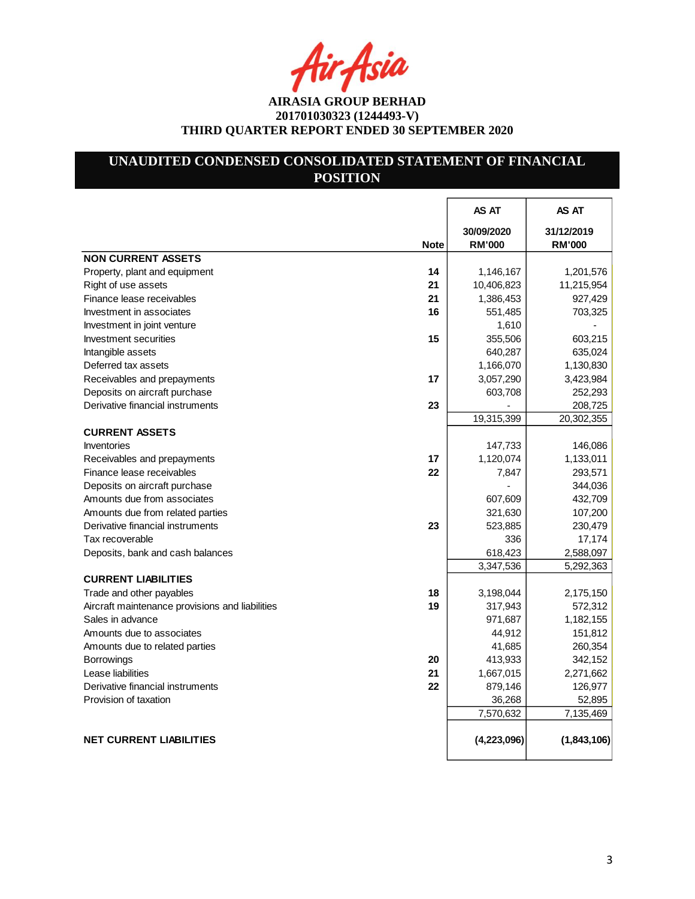AirAsia

**AIRASIA GROUP BERHAD**
**201701030323 (1244493-V)**
**THIRD QUARTER REPORT ENDED 30 SEPTEMBER 2020**

## UNAUDITED CONDENSED CONSOLIDATED STATEMENT OF FINANCIAL POSITION

| | Note | AS AT 30/09/2020 RM'000 | AS AT 31/12/2019 RM'000 |
|---|---|---|---|
| **NON CURRENT ASSETS** | | | |
| Property, plant and equipment | 14 | 1,146,167 | 1,201,576 |
| Right of use assets | 21 | 10,406,823 | 11,215,954 |
| Finance lease receivables | 21 | 1,386,453 | 927,429 |
| Investment in associates | 16 | 551,485 | 703,325 |
| Investment in joint venture | | 1,610 | - |
| Investment securities | 15 | 355,506 | 603,215 |
| Intangible assets | | 640,287 | 635,024 |
| Deferred tax assets | | 1,166,070 | 1,130,830 |
| Receivables and prepayments | 17 | 3,057,290 | 3,423,984 |
| Deposits on aircraft purchase | | 603,708 | 252,293 |
| Derivative financial instruments | 23 | - | 208,725 |
| | | 19,315,399 | 20,302,355 |
| **CURRENT ASSETS** | | | |
| Inventories | | 147,733 | 146,086 |
| Receivables and prepayments | 17 | 1,120,074 | 1,133,011 |
| Finance lease receivables | 22 | 7,847 | 293,571 |
| Deposits on aircraft purchase | | - | 344,036 |
| Amounts due from associates | | 607,609 | 432,709 |
| Amounts due from related parties | | 321,630 | 107,200 |
| Derivative financial instruments | 23 | 523,885 | 230,479 |
| Tax recoverable | | 336 | 17,174 |
| Deposits, bank and cash balances | | 618,423 | 2,588,097 |
| | | 3,347,536 | 5,292,363 |
| **CURRENT LIABILITIES** | | | |
| Trade and other payables | 18 | 3,198,044 | 2,175,150 |
| Aircraft maintenance provisions and liabilities | 19 | 317,943 | 572,312 |
| Sales in advance | | 971,687 | 1,182,155 |
| Amounts due to associates | | 44,912 | 151,812 |
| Amounts due to related parties | | 41,685 | 260,354 |
| Borrowings | 20 | 413,933 | 342,152 |
| Lease liabilities | 21 | 1,667,015 | 2,271,662 |
| Derivative financial instruments | 22 | 879,146 | 126,977 |
| Provision of taxation | | 36,268 | 52,895 |
| | | 7,570,632 | 7,135,469 |
| **NET CURRENT LIABILITIES** | | **(4,223,096)** | **(1,843,106)** |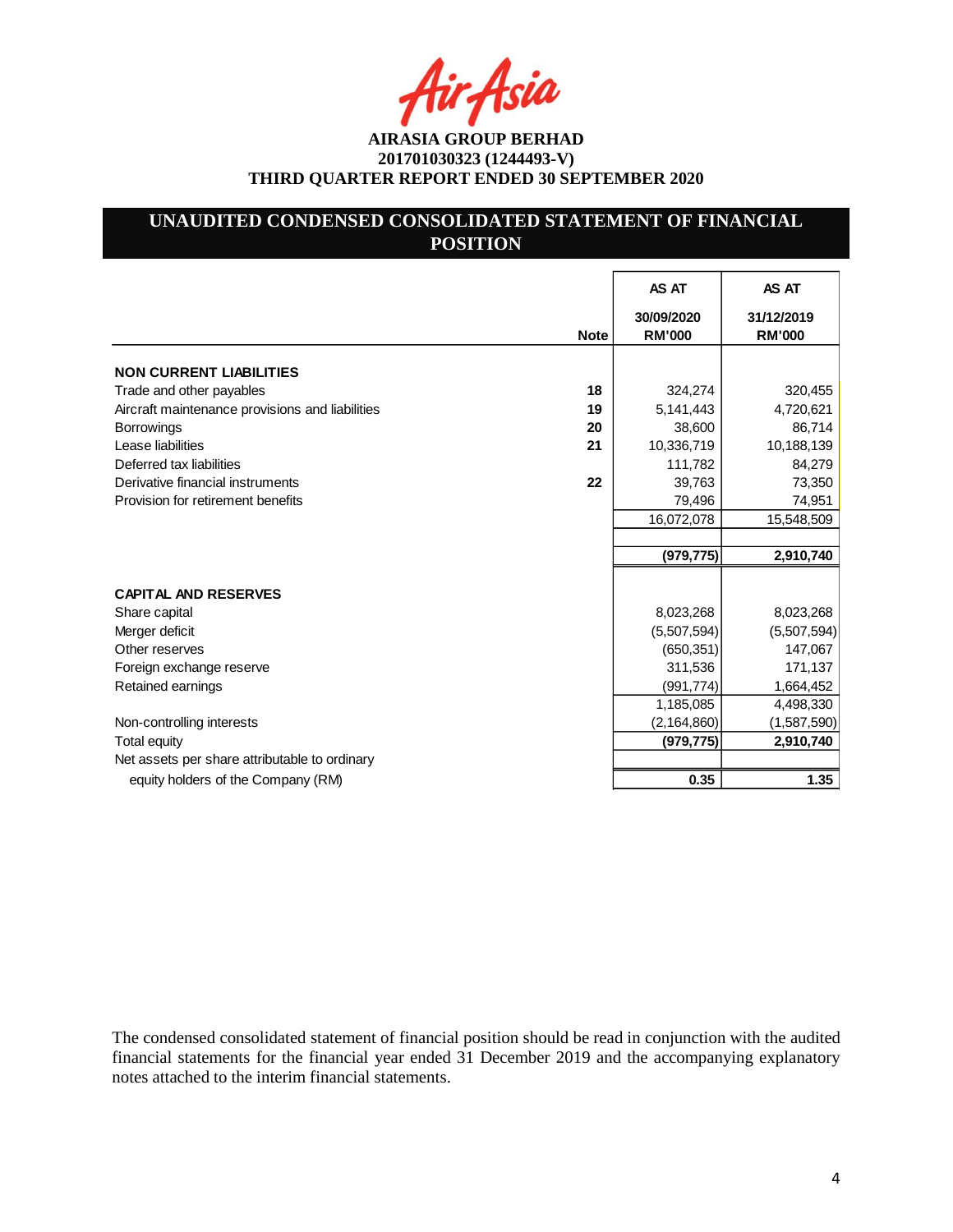AIRASIA GROUP BERHAD
201701030323 (1244493-V)
THIRD QUARTER REPORT ENDED 30 SEPTEMBER 2020

## UNAUDITED CONDENSED CONSOLIDATED STATEMENT OF FINANCIAL POSITION

| | Note | AS AT 30/09/2020 RM'000 | AS AT 31/12/2019 RM'000 |
|---|---|---|---|
| **NON CURRENT LIABILITIES** | | | |
| Trade and other payables | 18 | 324,274 | 320,455 |
| Aircraft maintenance provisions and liabilities | 19 | 5,141,443 | 4,720,621 |
| Borrowings | 20 | 38,600 | 86,714 |
| Lease liabilities | 21 | 10,336,719 | 10,188,139 |
| Deferred tax liabilities | | 111,782 | 84,279 |
| Derivative financial instruments | 22 | 39,763 | 73,350 |
| Provision for retirement benefits | | 79,496 | 74,951 |
| | | 16,072,078 | 15,548,509 |
| | | | |
| | | **(979,775)** | **2,910,740** |
| | | | |
| **CAPITAL AND RESERVES** | | | |
| Share capital | | 8,023,268 | 8,023,268 |
| Merger deficit | | (5,507,594) | (5,507,594) |
| Other reserves | | (650,351) | 147,067 |
| Foreign exchange reserve | | 311,536 | 171,137 |
| Retained earnings | | (991,774) | 1,664,452 |
| | | 1,185,085 | 4,498,330 |
| Non-controlling interests | | (2,164,860) | (1,587,590) |
| Total equity | | **(979,775)** | **2,910,740** |
| Net assets per share attributable to ordinary equity holders of the Company (RM) | | **0.35** | **1.35** |

The condensed consolidated statement of financial position should be read in conjunction with the audited financial statements for the financial year ended 31 December 2019 and the accompanying explanatory notes attached to the interim financial statements.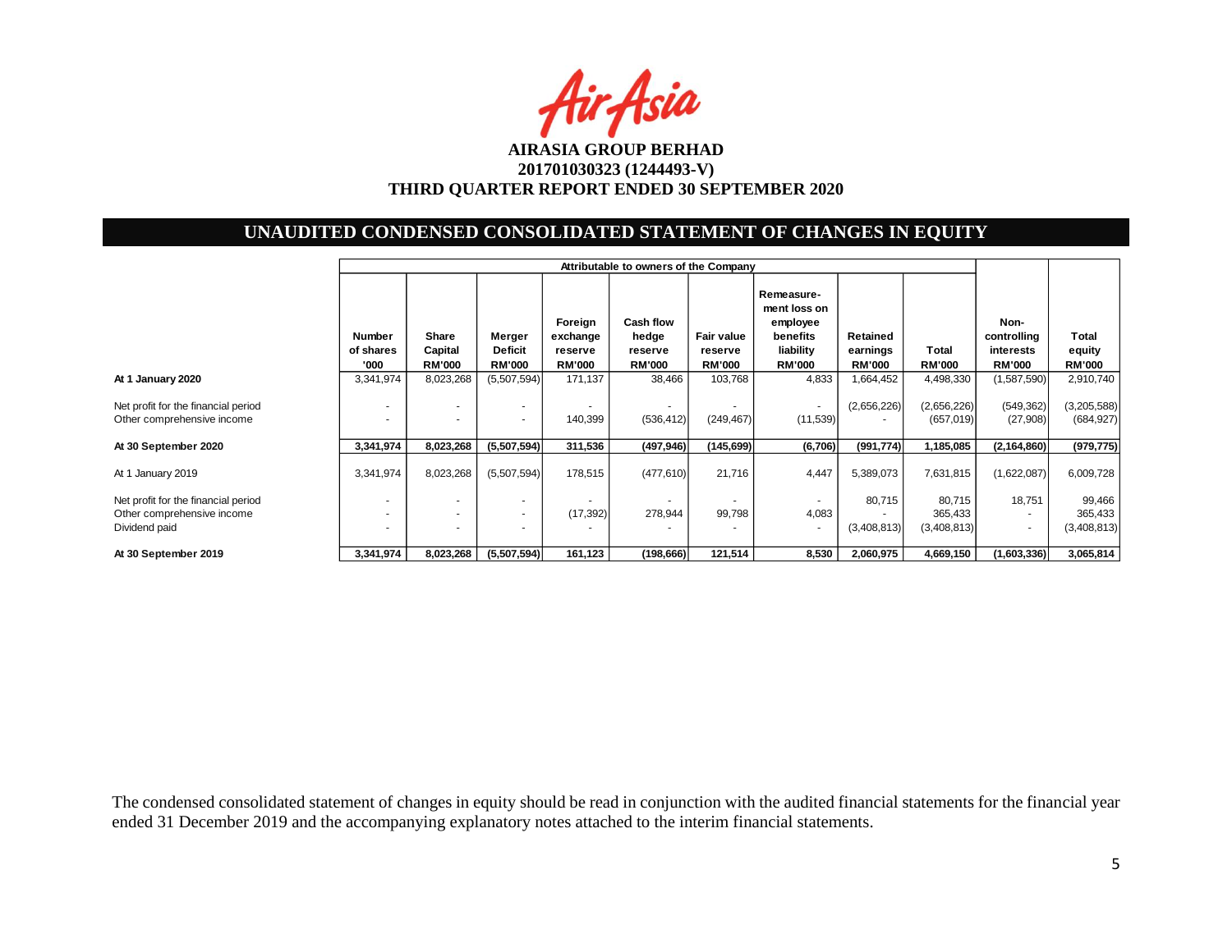**AIRASIA GROUP BERHAD**
**201701030323 (1244493-V)**
**THIRD QUARTER REPORT ENDED 30 SEPTEMBER 2020**

## UNAUDITED CONDENSED CONSOLIDATED STATEMENT OF CHANGES IN EQUITY

| | Attributable to owners of the Company | | | | | | | | | | |
|---|---|---|---|---|---|---|---|---|---|---|---|
| | Number of shares '000 | Share Capital RM'000 | Merger Deficit RM'000 | Foreign exchange reserve RM'000 | Cash flow hedge reserve RM'000 | Fair value reserve RM'000 | Remeasure-ment loss on employee benefits liability RM'000 | Retained earnings RM'000 | Total RM'000 | Non-controlling interests RM'000 | Total equity RM'000 |
| **At 1 January 2020** | 3,341,974 | 8,023,268 | (5,507,594) | 171,137 | 38,466 | 103,768 | 4,833 | 1,664,452 | 4,498,330 | (1,587,590) | 2,910,740 |
| Net profit for the financial period | - | - | - | - | - | - | - | (2,656,226) | (2,656,226) | (549,362) | (3,205,588) |
| Other comprehensive income | - | - | - | 140,399 | (536,412) | (249,467) | (11,539) | - | (657,019) | (27,908) | (684,927) |
| **At 30 September 2020** | **3,341,974** | **8,023,268** | **(5,507,594)** | **311,536** | **(497,946)** | **(145,699)** | **(6,706)** | **(991,774)** | **1,185,085** | **(2,164,860)** | **(979,775)** |
| At 1 January 2019 | 3,341,974 | 8,023,268 | (5,507,594) | 178,515 | (477,610) | 21,716 | 4,447 | 5,389,073 | 7,631,815 | (1,622,087) | 6,009,728 |
| Net profit for the financial period | - | - | - | - | - | - | - | 80,715 | 80,715 | 18,751 | 99,466 |
| Other comprehensive income | - | - | - | (17,392) | 278,944 | 99,798 | 4,083 | - | 365,433 | - | 365,433 |
| Dividend paid | - | - | - | - | - | - | - | (3,408,813) | (3,408,813) | - | (3,408,813) |
| **At 30 September 2019** | **3,341,974** | **8,023,268** | **(5,507,594)** | **161,123** | **(198,666)** | **121,514** | **8,530** | **2,060,975** | **4,669,150** | **(1,603,336)** | **3,065,814** |

The condensed consolidated statement of changes in equity should be read in conjunction with the audited financial statements for the financial year ended 31 December 2019 and the accompanying explanatory notes attached to the interim financial statements.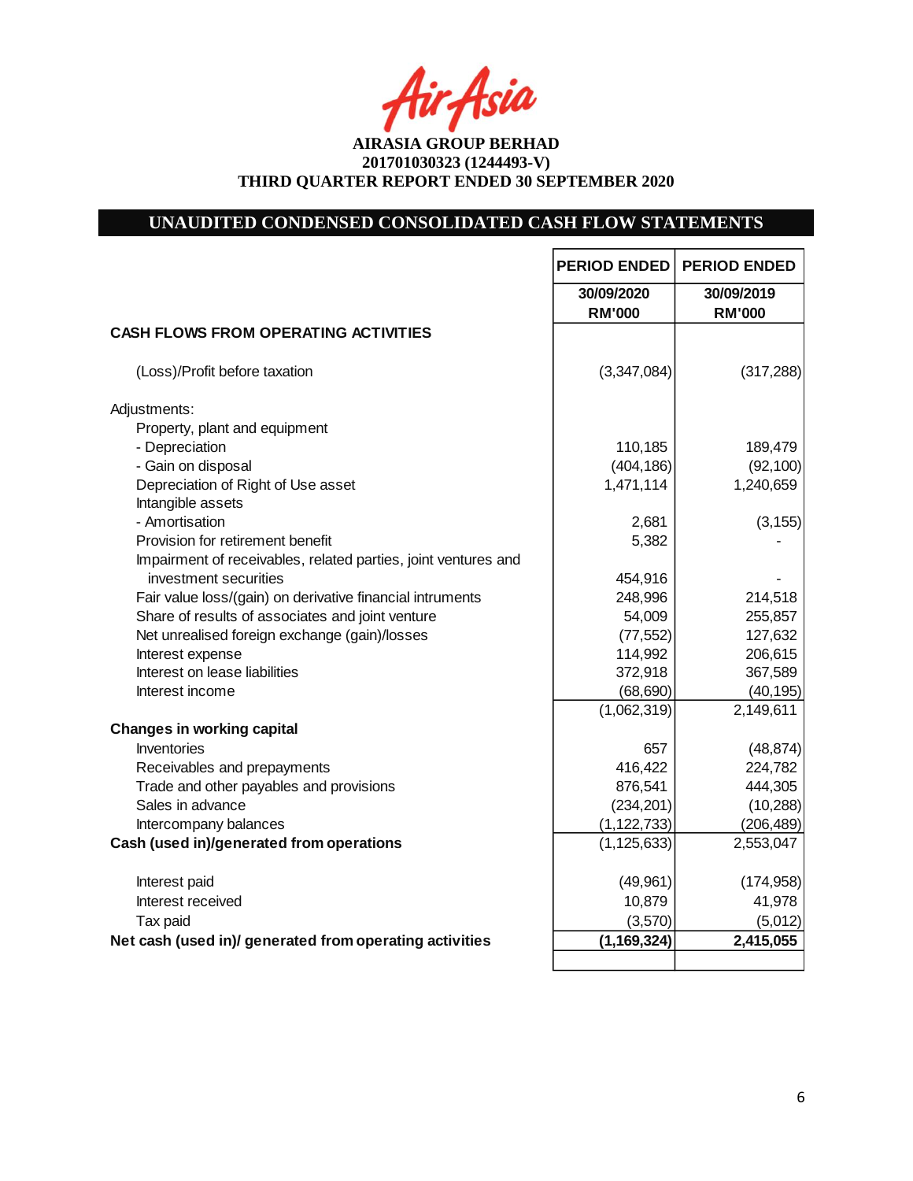**AIRASIA GROUP BERHAD**
**201701030323 (1244493-V)**
**THIRD QUARTER REPORT ENDED 30 SEPTEMBER 2020**

## UNAUDITED CONDENSED CONSOLIDATED CASH FLOW STATEMENTS

| | PERIOD ENDED | PERIOD ENDED |
|---|---|---|
| | 30/09/2020 RM'000 | 30/09/2019 RM'000 |
| **CASH FLOWS FROM OPERATING ACTIVITIES** | | |
| (Loss)/Profit before taxation | (3,347,084) | (317,288) |
| Adjustments: | | |
| Property, plant and equipment | | |
| - Depreciation | 110,185 | 189,479 |
| - Gain on disposal | (404,186) | (92,100) |
| Depreciation of Right of Use asset | 1,471,114 | 1,240,659 |
| Intangible assets | | |
| - Amortisation | 2,681 | (3,155) |
| Provision for retirement benefit | 5,382 | - |
| Impairment of receivables, related parties, joint ventures and investment securities | 454,916 | - |
| Fair value loss/(gain) on derivative financial intruments | 248,996 | 214,518 |
| Share of results of associates and joint venture | 54,009 | 255,857 |
| Net unrealised foreign exchange (gain)/losses | (77,552) | 127,632 |
| Interest expense | 114,992 | 206,615 |
| Interest on lease liabilities | 372,918 | 367,589 |
| Interest income | (68,690) | (40,195) |
| | (1,062,319) | 2,149,611 |
| **Changes in working capital** | | |
| Inventories | 657 | (48,874) |
| Receivables and prepayments | 416,422 | 224,782 |
| Trade and other payables and provisions | 876,541 | 444,305 |
| Sales in advance | (234,201) | (10,288) |
| Intercompany balances | (1,122,733) | (206,489) |
| **Cash (used in)/generated from operations** | (1,125,633) | 2,553,047 |
| Interest paid | (49,961) | (174,958) |
| Interest received | 10,879 | 41,978 |
| Tax paid | (3,570) | (5,012) |
| **Net cash (used in)/ generated from operating activities** | **(1,169,324)** | **2,415,055** |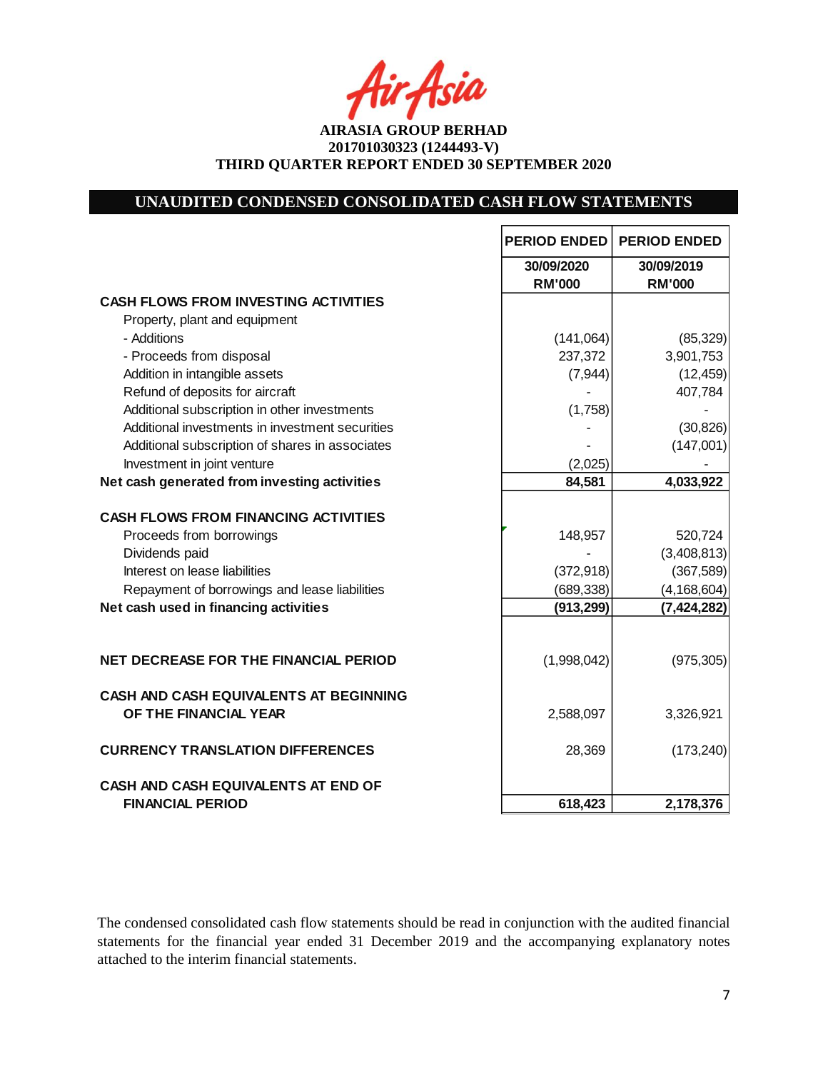AirAsia

**AIRASIA GROUP BERHAD**
**201701030323 (1244493-V)**
**THIRD QUARTER REPORT ENDED 30 SEPTEMBER 2020**

## UNAUDITED CONDENSED CONSOLIDATED CASH FLOW STATEMENTS

| | PERIOD ENDED | PERIOD ENDED |
|---|---|---|
| | 30/09/2020 RM'000 | 30/09/2019 RM'000 |
| **CASH FLOWS FROM INVESTING ACTIVITIES** | | |
| Property, plant and equipment | | |
| - Additions | (141,064) | (85,329) |
| - Proceeds from disposal | 237,372 | 3,901,753 |
| Addition in intangible assets | (7,944) | (12,459) |
| Refund of deposits for aircraft | - | 407,784 |
| Additional subscription in other investments | (1,758) | - |
| Additional investments in investment securities | - | (30,826) |
| Additional subscription of shares in associates | - | (147,001) |
| Investment in joint venture | (2,025) | - |
| **Net cash generated from investing activities** | **84,581** | **4,033,922** |
| **CASH FLOWS FROM FINANCING ACTIVITIES** | | |
| Proceeds from borrowings | 148,957 | 520,724 |
| Dividends paid | - | (3,408,813) |
| Interest on lease liabilities | (372,918) | (367,589) |
| Repayment of borrowings and lease liabilities | (689,338) | (4,168,604) |
| **Net cash used in financing activities** | **(913,299)** | **(7,424,282)** |
| **NET DECREASE FOR THE FINANCIAL PERIOD** | (1,998,042) | (975,305) |
| **CASH AND CASH EQUIVALENTS AT BEGINNING OF THE FINANCIAL YEAR** | 2,588,097 | 3,326,921 |
| **CURRENCY TRANSLATION DIFFERENCES** | 28,369 | (173,240) |
| **CASH AND CASH EQUIVALENTS AT END OF FINANCIAL PERIOD** | **618,423** | **2,178,376** |

The condensed consolidated cash flow statements should be read in conjunction with the audited financial statements for the financial year ended 31 December 2019 and the accompanying explanatory notes attached to the interim financial statements.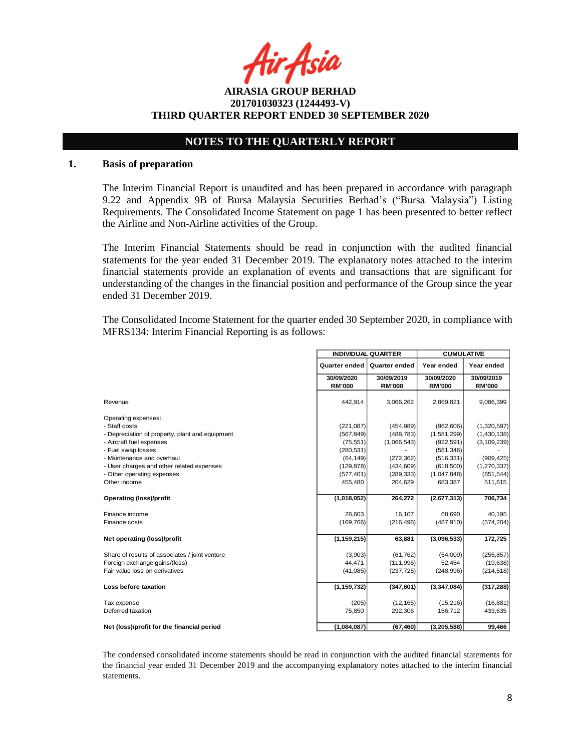AIRASIA GROUP BERHAD
201701030323 (1244493-V)
THIRD QUARTER REPORT ENDED 30 SEPTEMBER 2020

## NOTES TO THE QUARTERLY REPORT

### 1. Basis of preparation

The Interim Financial Report is unaudited and has been prepared in accordance with paragraph 9.22 and Appendix 9B of Bursa Malaysia Securities Berhad's ("Bursa Malaysia") Listing Requirements. The Consolidated Income Statement on page 1 has been presented to better reflect the Airline and Non-Airline activities of the Group.

The Interim Financial Statements should be read in conjunction with the audited financial statements for the year ended 31 December 2019. The explanatory notes attached to the interim financial statements provide an explanation of events and transactions that are significant for understanding of the changes in the financial position and performance of the Group since the year ended 31 December 2019.

The Consolidated Income Statement for the quarter ended 30 September 2020, in compliance with MFRS134: Interim Financial Reporting is as follows:

| | INDIVIDUAL QUARTER | | CUMULATIVE | |
|---|---|---|---|---|
| | Quarter ended | Quarter ended | Year ended | Year ended |
| | 30/09/2020 RM'000 | 30/09/2019 RM'000 | 30/09/2020 RM'000 | 30/09/2019 RM'000 |
| Revenue | 442,914 | 3,066,262 | 2,869,821 | 9,086,399 |
| Operating expenses: | | | | |
| - Staff costs | (221,087) | (454,989) | (962,606) | (1,320,597) |
| - Depreciation of property, plant and equipment | (567,849) | (488,783) | (1,581,299) | (1,430,138) |
| - Aircraft fuel expenses | (75,551) | (1,066,543) | (922,591) | (3,109,239) |
| - Fuel swap losses | (280,531) | - | (581,346) | - |
| - Maintenance and overhaul | (64,149) | (272,362) | (516,331) | (909,425) |
| - User charges and other related expenses | (129,878) | (434,609) | (618,500) | (1,270,337) |
| - Other operating expenses | (577,401) | (289,333) | (1,047,848) | (851,544) |
| Other income | 455,480 | 204,629 | 683,387 | 511,615 |
| **Operating (loss)/profit** | **(1,018,052)** | **264,272** | **(2,677,313)** | **706,734** |
| Finance income | 28,603 | 16,107 | 68,690 | 40,195 |
| Finance costs | (169,766) | (216,498) | (487,910) | (574,204) |
| **Net operating (loss)/profit** | **(1,159,215)** | **63,881** | **(3,096,533)** | **172,725** |
| Share of results of associates / joint venture | (3,903) | (61,762) | (54,009) | (255,857) |
| Foreign exchange gains/(loss) | 44,471 | (111,995) | 52,454 | (19,638) |
| Fair value loss on derivatives | (41,085) | (237,725) | (248,996) | (214,518) |
| **Loss before taxation** | **(1,159,732)** | **(347,601)** | **(3,347,084)** | **(317,288)** |
| Tax expense | (205) | (12,165) | (15,216) | (16,881) |
| Deferred taxation | 75,850 | 292,306 | 156,712 | 433,635 |
| **Net (loss)/profit for the financial period** | **(1,084,087)** | **(67,460)** | **(3,205,588)** | **99,466** |

The condensed consolidated income statements should be read in conjunction with the audited financial statements for the financial year ended 31 December 2019 and the accompanying explanatory notes attached to the interim financial statements.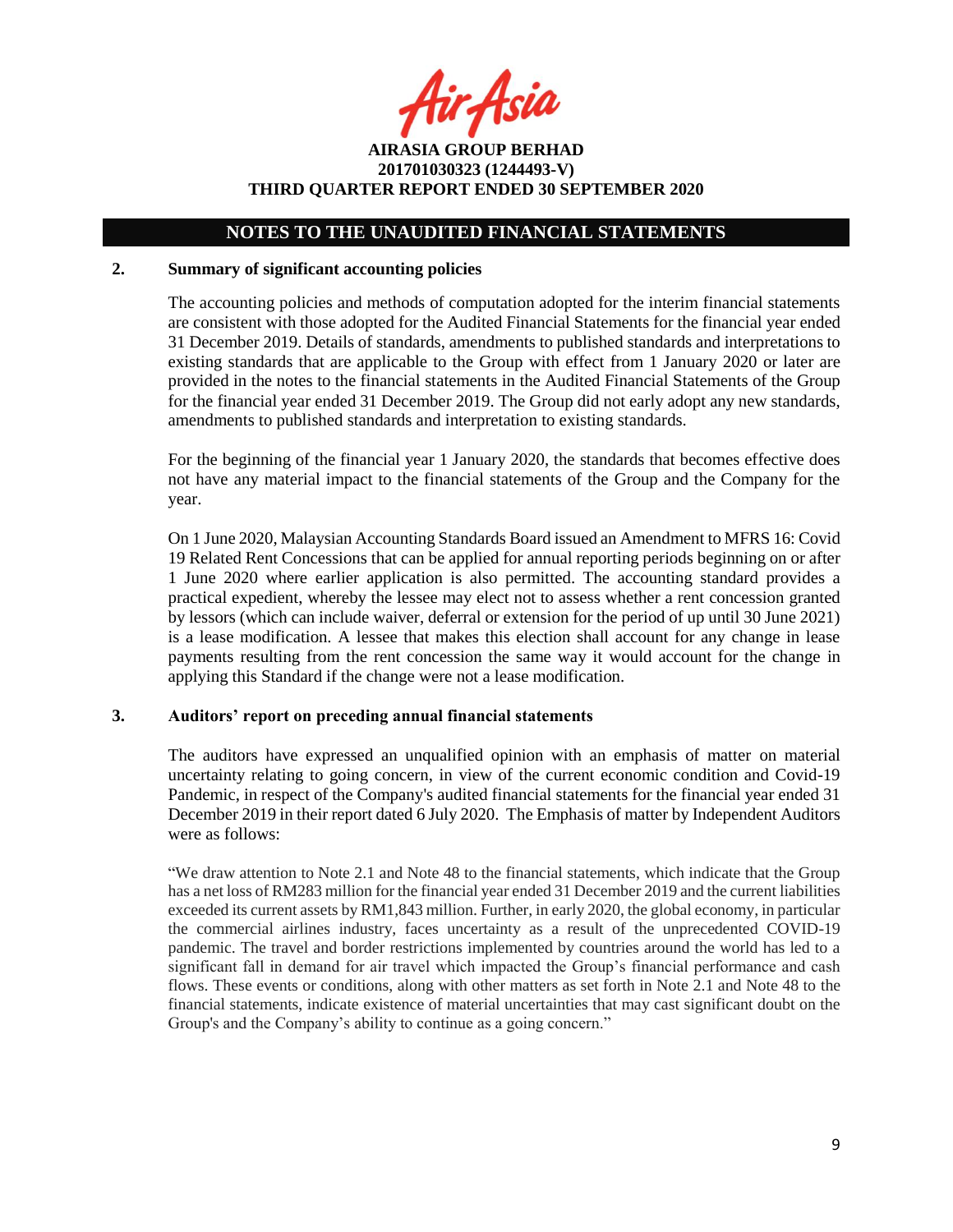## NOTES TO THE UNAUDITED FINANCIAL STATEMENTS

### 2. Summary of significant accounting policies

The accounting policies and methods of computation adopted for the interim financial statements are consistent with those adopted for the Audited Financial Statements for the financial year ended 31 December 2019. Details of standards, amendments to published standards and interpretations to existing standards that are applicable to the Group with effect from 1 January 2020 or later are provided in the notes to the financial statements in the Audited Financial Statements of the Group for the financial year ended 31 December 2019. The Group did not early adopt any new standards, amendments to published standards and interpretation to existing standards.

For the beginning of the financial year 1 January 2020, the standards that becomes effective does not have any material impact to the financial statements of the Group and the Company for the year.

On 1 June 2020, Malaysian Accounting Standards Board issued an Amendment to MFRS 16: Covid 19 Related Rent Concessions that can be applied for annual reporting periods beginning on or after 1 June 2020 where earlier application is also permitted. The accounting standard provides a practical expedient, whereby the lessee may elect not to assess whether a rent concession granted by lessors (which can include waiver, deferral or extension for the period of up until 30 June 2021) is a lease modification. A lessee that makes this election shall account for any change in lease payments resulting from the rent concession the same way it would account for the change in applying this Standard if the change were not a lease modification.

### 3. Auditors' report on preceding annual financial statements

The auditors have expressed an unqualified opinion with an emphasis of matter on material uncertainty relating to going concern, in view of the current economic condition and Covid-19 Pandemic, in respect of the Company's audited financial statements for the financial year ended 31 December 2019 in their report dated 6 July 2020. The Emphasis of matter by Independent Auditors were as follows:

"We draw attention to Note 2.1 and Note 48 to the financial statements, which indicate that the Group has a net loss of RM283 million for the financial year ended 31 December 2019 and the current liabilities exceeded its current assets by RM1,843 million. Further, in early 2020, the global economy, in particular the commercial airlines industry, faces uncertainty as a result of the unprecedented COVID-19 pandemic. The travel and border restrictions implemented by countries around the world has led to a significant fall in demand for air travel which impacted the Group's financial performance and cash flows. These events or conditions, along with other matters as set forth in Note 2.1 and Note 48 to the financial statements, indicate existence of material uncertainties that may cast significant doubt on the Group's and the Company's ability to continue as a going concern."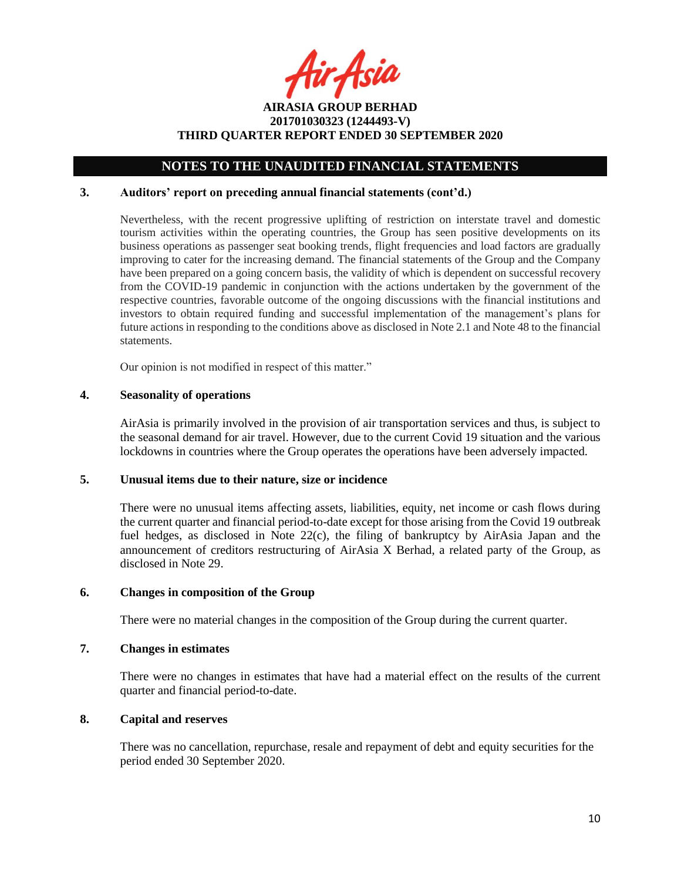## NOTES TO THE UNAUDITED FINANCIAL STATEMENTS

### 3. Auditors' report on preceding annual financial statements (cont'd.)

Nevertheless, with the recent progressive uplifting of restriction on interstate travel and domestic tourism activities within the operating countries, the Group has seen positive developments on its business operations as passenger seat booking trends, flight frequencies and load factors are gradually improving to cater for the increasing demand. The financial statements of the Group and the Company have been prepared on a going concern basis, the validity of which is dependent on successful recovery from the COVID-19 pandemic in conjunction with the actions undertaken by the government of the respective countries, favorable outcome of the ongoing discussions with the financial institutions and investors to obtain required funding and successful implementation of the management's plans for future actions in responding to the conditions above as disclosed in Note 2.1 and Note 48 to the financial statements.

Our opinion is not modified in respect of this matter."

### 4. Seasonality of operations

AirAsia is primarily involved in the provision of air transportation services and thus, is subject to the seasonal demand for air travel. However, due to the current Covid 19 situation and the various lockdowns in countries where the Group operates the operations have been adversely impacted.

### 5. Unusual items due to their nature, size or incidence

There were no unusual items affecting assets, liabilities, equity, net income or cash flows during the current quarter and financial period-to-date except for those arising from the Covid 19 outbreak fuel hedges, as disclosed in Note 22(c), the filing of bankruptcy by AirAsia Japan and the announcement of creditors restructuring of AirAsia X Berhad, a related party of the Group, as disclosed in Note 29.

### 6. Changes in composition of the Group

There were no material changes in the composition of the Group during the current quarter.

### 7. Changes in estimates

There were no changes in estimates that have had a material effect on the results of the current quarter and financial period-to-date.

### 8. Capital and reserves

There was no cancellation, repurchase, resale and repayment of debt and equity securities for the period ended 30 September 2020.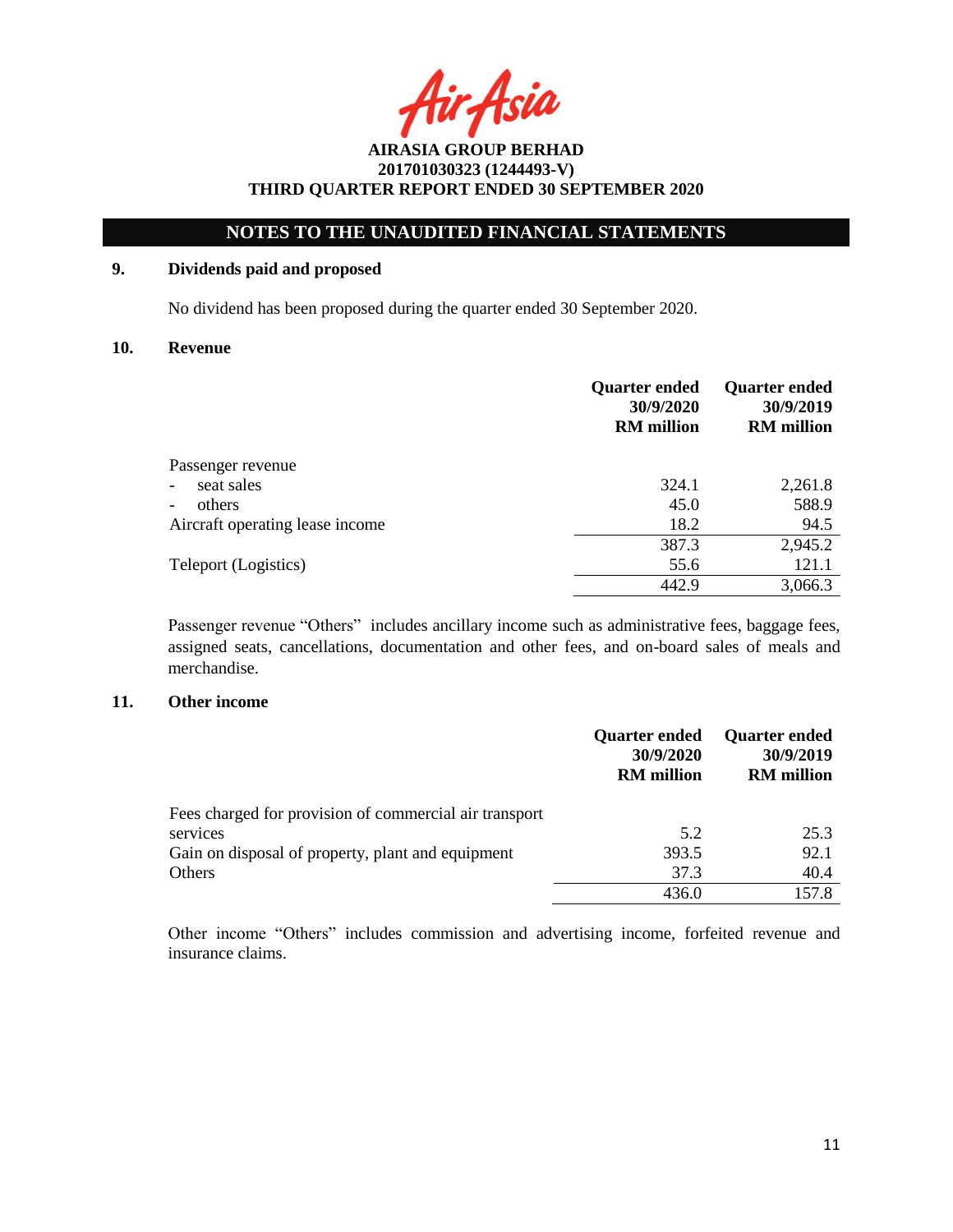AIRASIA GROUP BERHAD
201701030323 (1244493-V)
THIRD QUARTER REPORT ENDED 30 SEPTEMBER 2020

## NOTES TO THE UNAUDITED FINANCIAL STATEMENTS

### 9. Dividends paid and proposed

No dividend has been proposed during the quarter ended 30 September 2020.

### 10. Revenue

| | Quarter ended 30/9/2020 RM million | Quarter ended 30/9/2019 RM million |
|---|---|---|
| Passenger revenue | | |
| - seat sales | 324.1 | 2,261.8 |
| - others | 45.0 | 588.9 |
| Aircraft operating lease income | 18.2 | 94.5 |
| | 387.3 | 2,945.2 |
| Teleport (Logistics) | 55.6 | 121.1 |
| | 442.9 | 3,066.3 |

Passenger revenue "Others" includes ancillary income such as administrative fees, baggage fees, assigned seats, cancellations, documentation and other fees, and on-board sales of meals and merchandise.

### 11. Other income

| | Quarter ended 30/9/2020 RM million | Quarter ended 30/9/2019 RM million |
|---|---|---|
| Fees charged for provision of commercial air transport services | 5.2 | 25.3 |
| Gain on disposal of property, plant and equipment | 393.5 | 92.1 |
| Others | 37.3 | 40.4 |
| | 436.0 | 157.8 |

Other income "Others" includes commission and advertising income, forfeited revenue and insurance claims.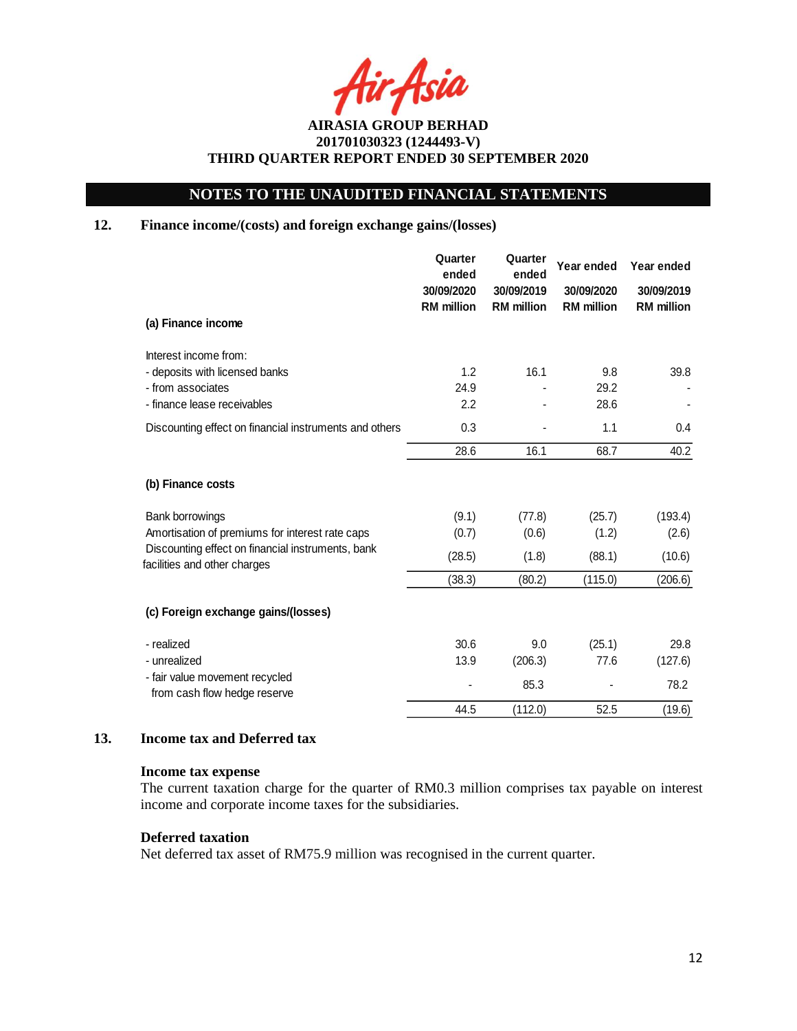AIRASIA GROUP BERHAD
201701030323 (1244493-V)
THIRD QUARTER REPORT ENDED 30 SEPTEMBER 2020

## NOTES TO THE UNAUDITED FINANCIAL STATEMENTS

### 12. Finance income/(costs) and foreign exchange gains/(losses)

| | Quarter ended 30/09/2020 RM million | Quarter ended 30/09/2019 RM million | Year ended 30/09/2020 RM million | Year ended 30/09/2019 RM million |
|---|---|---|---|---|
| **(a) Finance income** | | | | |
| Interest income from: | | | | |
| - deposits with licensed banks | 1.2 | 16.1 | 9.8 | 39.8 |
| - from associates | 24.9 | - | 29.2 | - |
| - finance lease receivables | 2.2 | - | 28.6 | - |
| Discounting effect on financial instruments and others | 0.3 | - | 1.1 | 0.4 |
| | 28.6 | 16.1 | 68.7 | 40.2 |
| **(b) Finance costs** | | | | |
| Bank borrowings | (9.1) | (77.8) | (25.7) | (193.4) |
| Amortisation of premiums for interest rate caps | (0.7) | (0.6) | (1.2) | (2.6) |
| Discounting effect on financial instruments, bank facilities and other charges | (28.5) | (1.8) | (88.1) | (10.6) |
| | (38.3) | (80.2) | (115.0) | (206.6) |
| **(c) Foreign exchange gains/(losses)** | | | | |
| - realized | 30.6 | 9.0 | (25.1) | 29.8 |
| - unrealized | 13.9 | (206.3) | 77.6 | (127.6) |
| - fair value movement recycled from cash flow hedge reserve | - | 85.3 | - | 78.2 |
| | 44.5 | (112.0) | 52.5 | (19.6) |

### 13. Income tax and Deferred tax

**Income tax expense**

The current taxation charge for the quarter of RM0.3 million comprises tax payable on interest income and corporate income taxes for the subsidiaries.

**Deferred taxation**

Net deferred tax asset of RM75.9 million was recognised in the current quarter.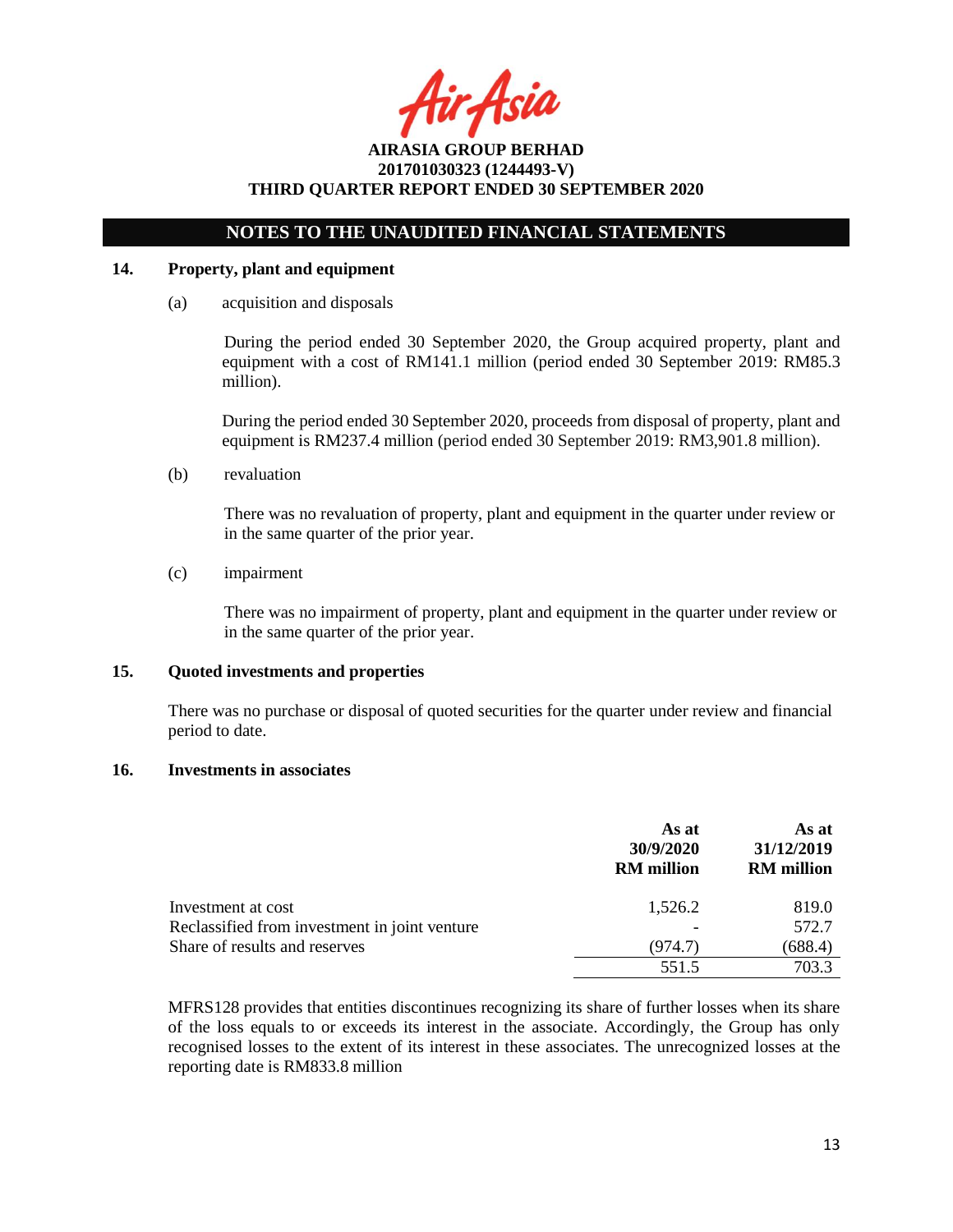## NOTES TO THE UNAUDITED FINANCIAL STATEMENTS

### 14. Property, plant and equipment

(a) acquisition and disposals

During the period ended 30 September 2020, the Group acquired property, plant and equipment with a cost of RM141.1 million (period ended 30 September 2019: RM85.3 million).

During the period ended 30 September 2020, proceeds from disposal of property, plant and equipment is RM237.4 million (period ended 30 September 2019: RM3,901.8 million).

(b) revaluation

There was no revaluation of property, plant and equipment in the quarter under review or in the same quarter of the prior year.

(c) impairment

There was no impairment of property, plant and equipment in the quarter under review or in the same quarter of the prior year.

### 15. Quoted investments and properties

There was no purchase or disposal of quoted securities for the quarter under review and financial period to date.

### 16. Investments in associates

| | As at 30/9/2020 RM million | As at 31/12/2019 RM million |
|---|---|---|
| Investment at cost | 1,526.2 | 819.0 |
| Reclassified from investment in joint venture | - | 572.7 |
| Share of results and reserves | (974.7) | (688.4) |
| | 551.5 | 703.3 |

MFRS128 provides that entities discontinues recognizing its share of further losses when its share of the loss equals to or exceeds its interest in the associate. Accordingly, the Group has only recognised losses to the extent of its interest in these associates. The unrecognized losses at the reporting date is RM833.8 million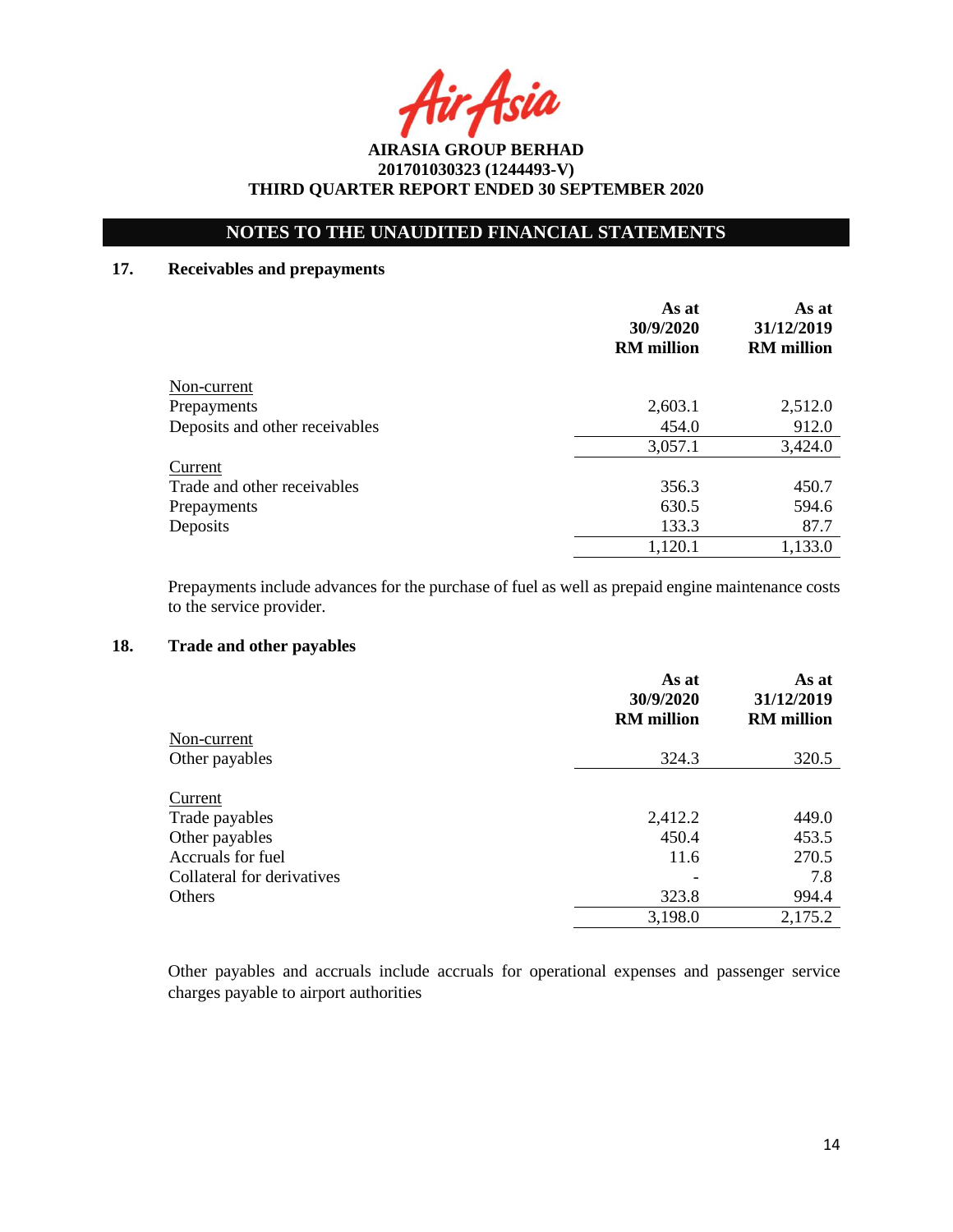# AIRASIA GROUP BERHAD

**201701030323 (1244493-V)**

**THIRD QUARTER REPORT ENDED 30 SEPTEMBER 2020**

## NOTES TO THE UNAUDITED FINANCIAL STATEMENTS

### 17. Receivables and prepayments

| | As at 30/9/2020 RM million | As at 31/12/2019 RM million |
|---|---|---|
| Non-current | | |
| Prepayments | 2,603.1 | 2,512.0 |
| Deposits and other receivables | 454.0 | 912.0 |
| | 3,057.1 | 3,424.0 |
| Current | | |
| Trade and other receivables | 356.3 | 450.7 |
| Prepayments | 630.5 | 594.6 |
| Deposits | 133.3 | 87.7 |
| | 1,120.1 | 1,133.0 |

Prepayments include advances for the purchase of fuel as well as prepaid engine maintenance costs to the service provider.

### 18. Trade and other payables

| | As at 30/9/2020 RM million | As at 31/12/2019 RM million |
|---|---|---|
| Non-current | | |
| Other payables | 324.3 | 320.5 |
| Current | | |
| Trade payables | 2,412.2 | 449.0 |
| Other payables | 450.4 | 453.5 |
| Accruals for fuel | 11.6 | 270.5 |
| Collateral for derivatives | - | 7.8 |
| Others | 323.8 | 994.4 |
| | 3,198.0 | 2,175.2 |

Other payables and accruals include accruals for operational expenses and passenger service charges payable to airport authorities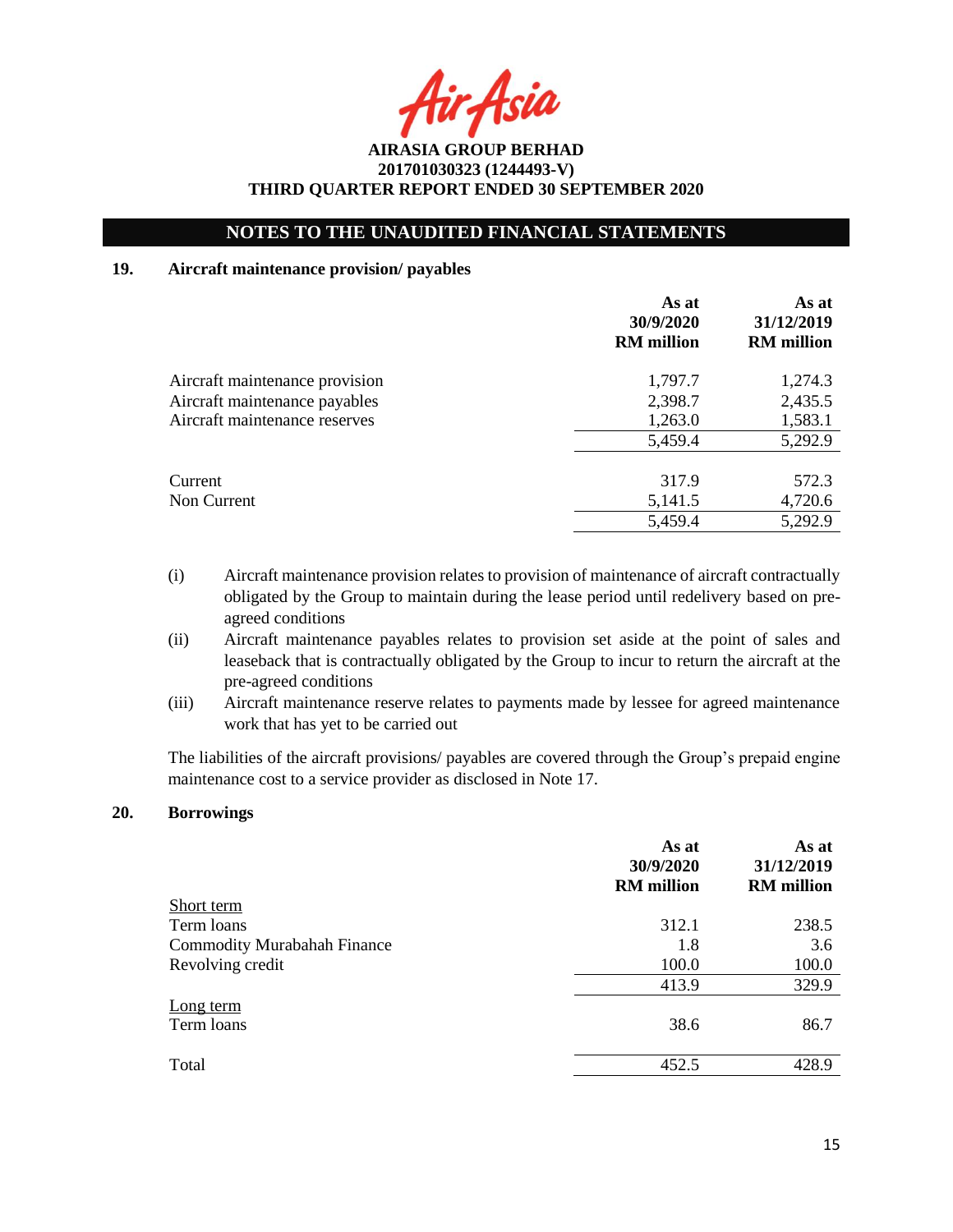## NOTES TO THE UNAUDITED FINANCIAL STATEMENTS

### 19. Aircraft maintenance provision/ payables

| | As at 30/9/2020 RM million | As at 31/12/2019 RM million |
|---|---|---|
| Aircraft maintenance provision | 1,797.7 | 1,274.3 |
| Aircraft maintenance payables | 2,398.7 | 2,435.5 |
| Aircraft maintenance reserves | 1,263.0 | 1,583.1 |
| | 5,459.4 | 5,292.9 |
| Current | 317.9 | 572.3 |
| Non Current | 5,141.5 | 4,720.6 |
| | 5,459.4 | 5,292.9 |

(i) Aircraft maintenance provision relates to provision of maintenance of aircraft contractually obligated by the Group to maintain during the lease period until redelivery based on pre-agreed conditions

(ii) Aircraft maintenance payables relates to provision set aside at the point of sales and leaseback that is contractually obligated by the Group to incur to return the aircraft at the pre-agreed conditions

(iii) Aircraft maintenance reserve relates to payments made by lessee for agreed maintenance work that has yet to be carried out

The liabilities of the aircraft provisions/ payables are covered through the Group's prepaid engine maintenance cost to a service provider as disclosed in Note 17.

### 20. Borrowings

| | As at 30/9/2020 RM million | As at 31/12/2019 RM million |
|---|---|---|
| Short term | | |
| Term loans | 312.1 | 238.5 |
| Commodity Murabahah Finance | 1.8 | 3.6 |
| Revolving credit | 100.0 | 100.0 |
| | 413.9 | 329.9 |
| Long term | | |
| Term loans | 38.6 | 86.7 |
| Total | 452.5 | 428.9 |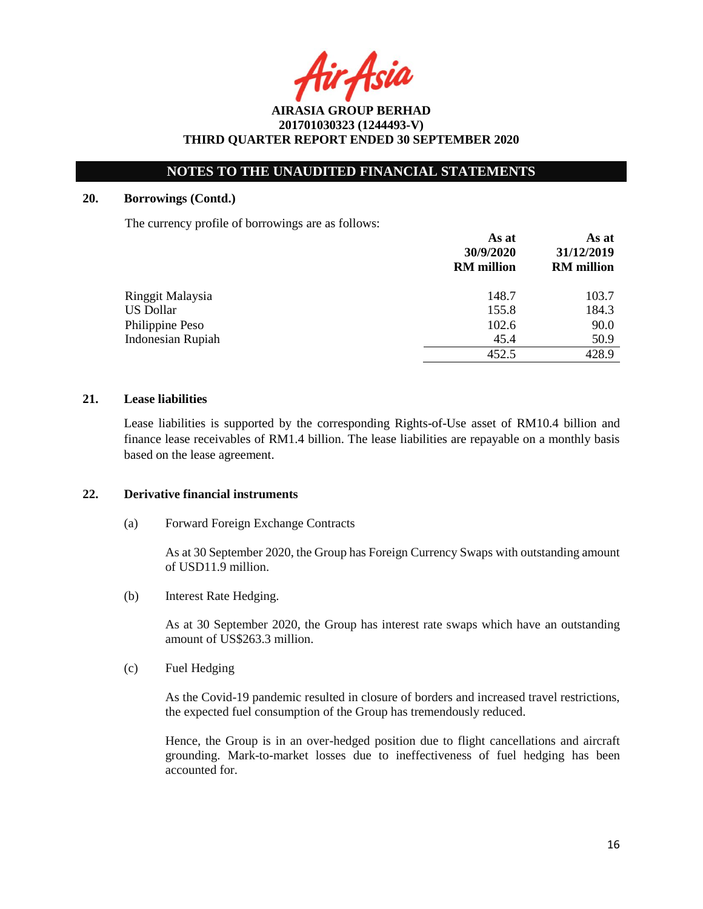## NOTES TO THE UNAUDITED FINANCIAL STATEMENTS

### 20. Borrowings (Contd.)

The currency profile of borrowings are as follows:

| | As at 30/9/2020 RM million | As at 31/12/2019 RM million |
|---|---|---|
| Ringgit Malaysia | 148.7 | 103.7 |
| US Dollar | 155.8 | 184.3 |
| Philippine Peso | 102.6 | 90.0 |
| Indonesian Rupiah | 45.4 | 50.9 |
| | 452.5 | 428.9 |

### 21. Lease liabilities

Lease liabilities is supported by the corresponding Rights-of-Use asset of RM10.4 billion and finance lease receivables of RM1.4 billion. The lease liabilities are repayable on a monthly basis based on the lease agreement.

### 22. Derivative financial instruments

(a) Forward Foreign Exchange Contracts

As at 30 September 2020, the Group has Foreign Currency Swaps with outstanding amount of USD11.9 million.

(b) Interest Rate Hedging.

As at 30 September 2020, the Group has interest rate swaps which have an outstanding amount of US$263.3 million.

(c) Fuel Hedging

As the Covid-19 pandemic resulted in closure of borders and increased travel restrictions, the expected fuel consumption of the Group has tremendously reduced.

Hence, the Group is in an over-hedged position due to flight cancellations and aircraft grounding. Mark-to-market losses due to ineffectiveness of fuel hedging has been accounted for.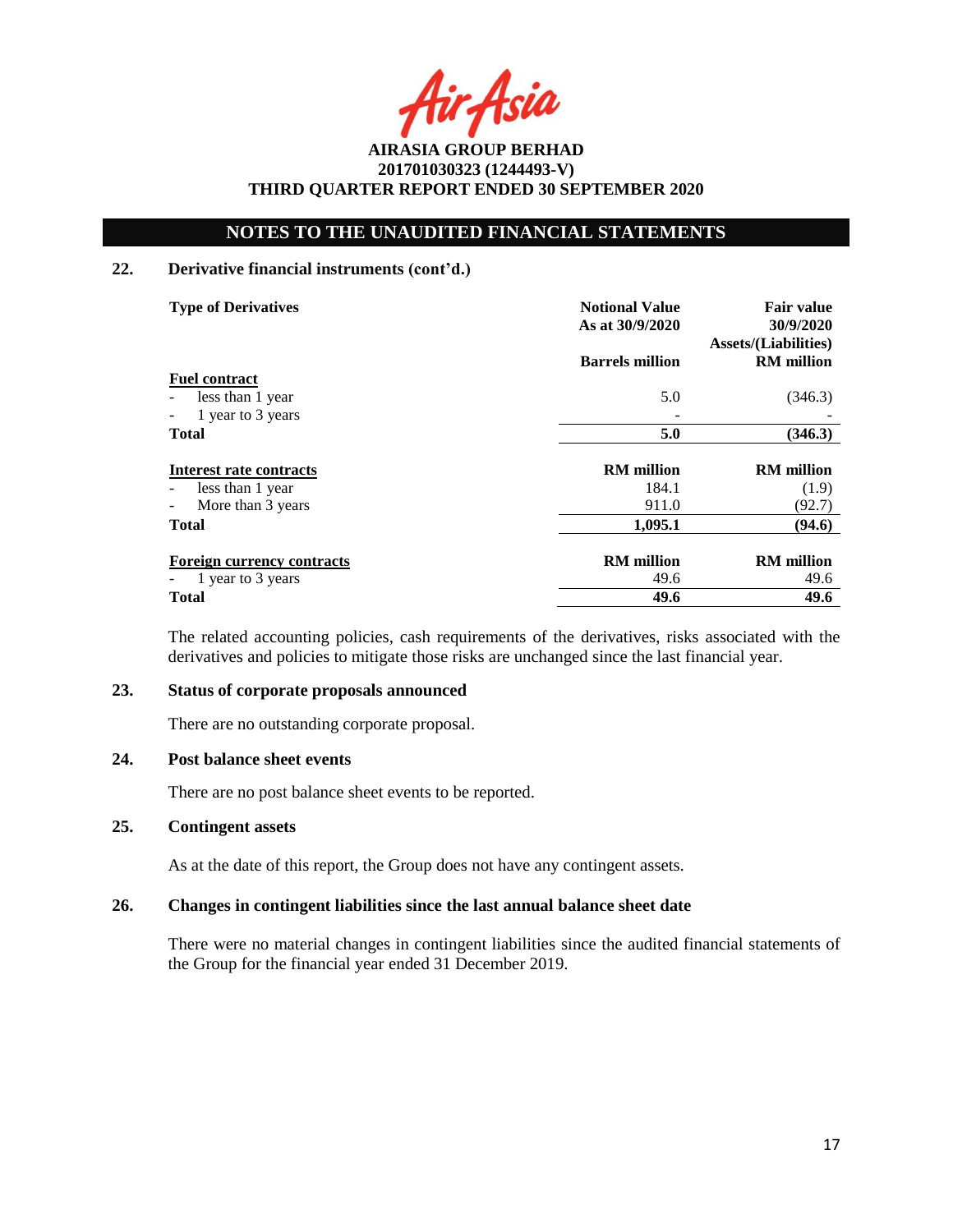AIRASIA GROUP BERHAD
201701030323 (1244493-V)
THIRD QUARTER REPORT ENDED 30 SEPTEMBER 2020

## NOTES TO THE UNAUDITED FINANCIAL STATEMENTS

### 22. Derivative financial instruments (cont'd.)

| Type of Derivatives | Notional Value As at 30/9/2020 | Fair value 30/9/2020 Assets/(Liabilities) |
|---|---|---|
| | **Barrels million** | **RM million** |
| **Fuel contract** | | |
| - less than 1 year | 5.0 | (346.3) |
| - 1 year to 3 years | - | - |
| **Total** | **5.0** | **(346.3)** |
| **Interest rate contracts** | **RM million** | **RM million** |
| - less than 1 year | 184.1 | (1.9) |
| - More than 3 years | 911.0 | (92.7) |
| **Total** | **1,095.1** | **(94.6)** |
| **Foreign currency contracts** | **RM million** | **RM million** |
| - 1 year to 3 years | 49.6 | 49.6 |
| **Total** | **49.6** | **49.6** |

The related accounting policies, cash requirements of the derivatives, risks associated with the derivatives and policies to mitigate those risks are unchanged since the last financial year.

### 23. Status of corporate proposals announced

There are no outstanding corporate proposal.

### 24. Post balance sheet events

There are no post balance sheet events to be reported.

### 25. Contingent assets

As at the date of this report, the Group does not have any contingent assets.

### 26. Changes in contingent liabilities since the last annual balance sheet date

There were no material changes in contingent liabilities since the audited financial statements of the Group for the financial year ended 31 December 2019.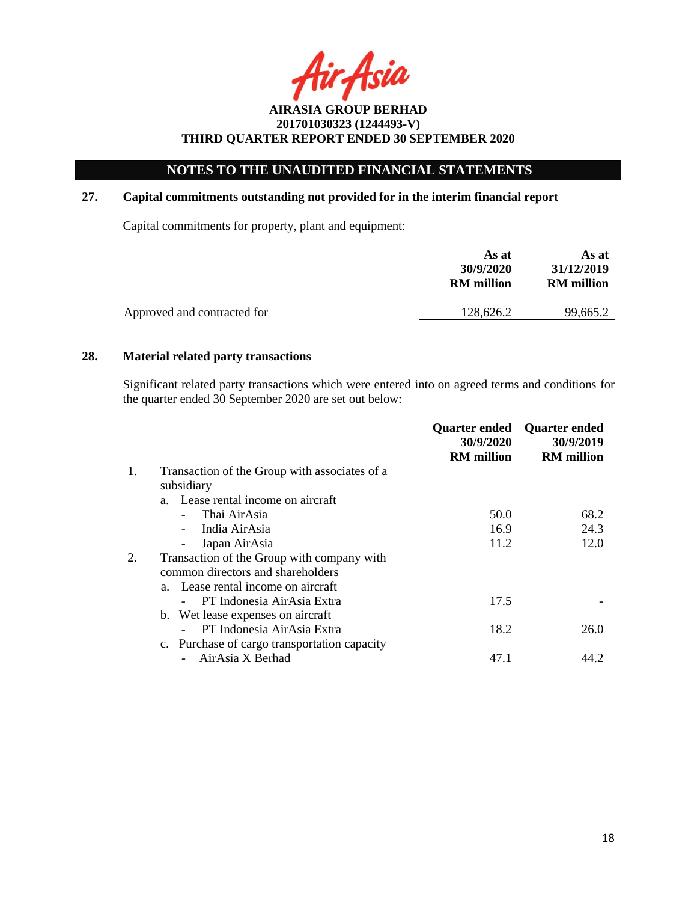AIRASIA GROUP BERHAD
201701030323 (1244493-V)
THIRD QUARTER REPORT ENDED 30 SEPTEMBER 2020

## NOTES TO THE UNAUDITED FINANCIAL STATEMENTS

### 27. Capital commitments outstanding not provided for in the interim financial report

Capital commitments for property, plant and equipment:

| | As at 30/9/2020 RM million | As at 31/12/2019 RM million |
|---|---|---|
| Approved and contracted for | 128,626.2 | 99,665.2 |

### 28. Material related party transactions

Significant related party transactions which were entered into on agreed terms and conditions for the quarter ended 30 September 2020 are set out below:

| | Quarter ended 30/9/2020 RM million | Quarter ended 30/9/2019 RM million |
|---|---|---|
| 1. Transaction of the Group with associates of a subsidiary | | |
| a. Lease rental income on aircraft | | |
| - Thai AirAsia | 50.0 | 68.2 |
| - India AirAsia | 16.9 | 24.3 |
| - Japan AirAsia | 11.2 | 12.0 |
| 2. Transaction of the Group with company with common directors and shareholders | | |
| a. Lease rental income on aircraft | | |
| - PT Indonesia AirAsia Extra | 17.5 | - |
| b. Wet lease expenses on aircraft | | |
| - PT Indonesia AirAsia Extra | 18.2 | 26.0 |
| c. Purchase of cargo transportation capacity | | |
| - AirAsia X Berhad | 47.1 | 44.2 |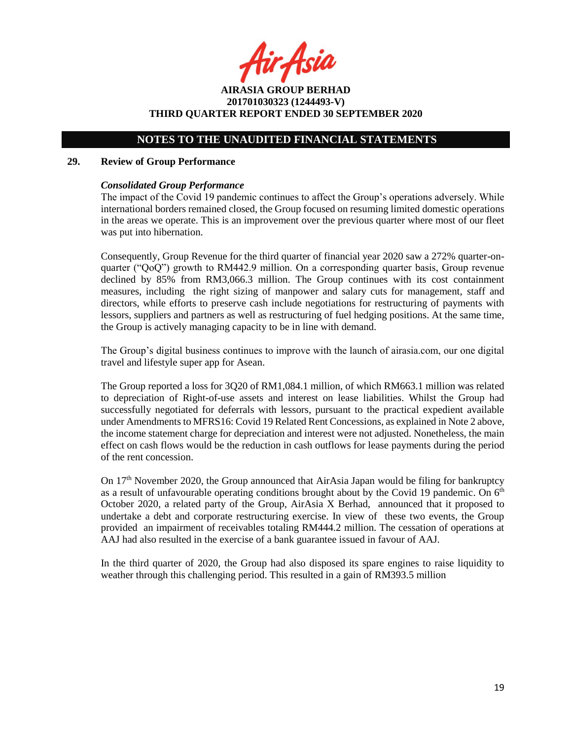## NOTES TO THE UNAUDITED FINANCIAL STATEMENTS

### 29. Review of Group Performance

***Consolidated Group Performance***

The impact of the Covid 19 pandemic continues to affect the Group's operations adversely. While international borders remained closed, the Group focused on resuming limited domestic operations in the areas we operate. This is an improvement over the previous quarter where most of our fleet was put into hibernation.

Consequently, Group Revenue for the third quarter of financial year 2020 saw a 272% quarter-on-quarter ("QoQ") growth to RM442.9 million. On a corresponding quarter basis, Group revenue declined by 85% from RM3,066.3 million. The Group continues with its cost containment measures, including the right sizing of manpower and salary cuts for management, staff and directors, while efforts to preserve cash include negotiations for restructuring of payments with lessors, suppliers and partners as well as restructuring of fuel hedging positions. At the same time, the Group is actively managing capacity to be in line with demand.

The Group's digital business continues to improve with the launch of airasia.com, our one digital travel and lifestyle super app for Asean.

The Group reported a loss for 3Q20 of RM1,084.1 million, of which RM663.1 million was related to depreciation of Right-of-use assets and interest on lease liabilities. Whilst the Group had successfully negotiated for deferrals with lessors, pursuant to the practical expedient available under Amendments to MFRS16: Covid 19 Related Rent Concessions, as explained in Note 2 above, the income statement charge for depreciation and interest were not adjusted. Nonetheless, the main effect on cash flows would be the reduction in cash outflows for lease payments during the period of the rent concession.

On 17th November 2020, the Group announced that AirAsia Japan would be filing for bankruptcy as a result of unfavourable operating conditions brought about by the Covid 19 pandemic. On 6th October 2020, a related party of the Group, AirAsia X Berhad, announced that it proposed to undertake a debt and corporate restructuring exercise. In view of these two events, the Group provided an impairment of receivables totaling RM444.2 million. The cessation of operations at AAJ had also resulted in the exercise of a bank guarantee issued in favour of AAJ.

In the third quarter of 2020, the Group had also disposed its spare engines to raise liquidity to weather through this challenging period. This resulted in a gain of RM393.5 million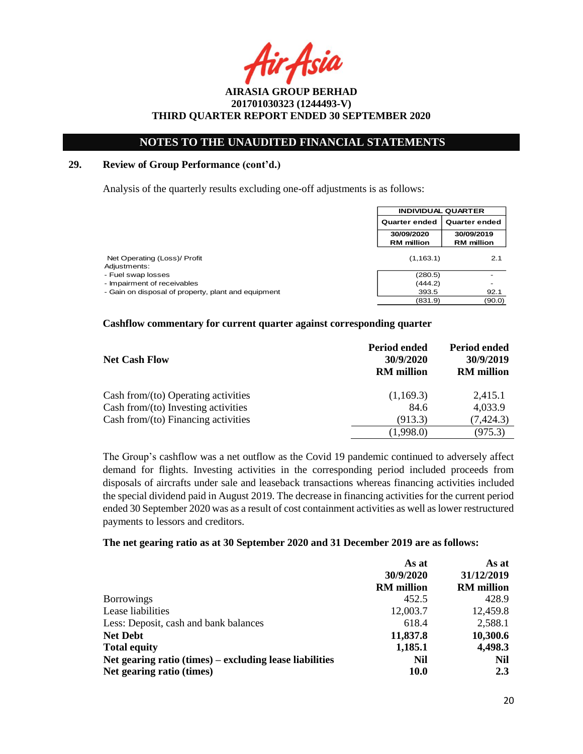# NOTES TO THE UNAUDITED FINANCIAL STATEMENTS

## 29. Review of Group Performance (cont'd.)

Analysis of the quarterly results excluding one-off adjustments is as follows:

| | INDIVIDUAL QUARTER | |
|---|---|---|
| | Quarter ended | Quarter ended |
| | 30/09/2020<br>RM million | 30/09/2019<br>RM million |
| Net Operating (Loss)/ Profit | (1,163.1) | 2.1 |
| Adjustments: | | |
| - Fuel swap losses | (280.5) | - |
| - Impairment of receivables | (444.2) | - |
| - Gain on disposal of property, plant and equipment | 393.5 | 92.1 |
| | (831.9) | (90.0) |

**Cashflow commentary for current quarter against corresponding quarter**

| Net Cash Flow | Period ended 30/9/2020 RM million | Period ended 30/9/2019 RM million |
|---|---|---|
| Cash from/(to) Operating activities | (1,169.3) | 2,415.1 |
| Cash from/(to) Investing activities | 84.6 | 4,033.9 |
| Cash from/(to) Financing activities | (913.3) | (7,424.3) |
| | (1,998.0) | (975.3) |

The Group's cashflow was a net outflow as the Covid 19 pandemic continued to adversely affect demand for flights. Investing activities in the corresponding period included proceeds from disposals of aircrafts under sale and leaseback transactions whereas financing activities included the special dividend paid in August 2019. The decrease in financing activities for the current period ended 30 September 2020 was as a result of cost containment activities as well as lower restructured payments to lessors and creditors.

**The net gearing ratio as at 30 September 2020 and 31 December 2019 are as follows:**

| | As at 30/9/2020 RM million | As at 31/12/2019 RM million |
|---|---|---|
| Borrowings | 452.5 | 428.9 |
| Lease liabilities | 12,003.7 | 12,459.8 |
| Less: Deposit, cash and bank balances | 618.4 | 2,588.1 |
| **Net Debt** | **11,837.8** | **10,300.6** |
| **Total equity** | **1,185.1** | **4,498.3** |
| **Net gearing ratio (times) – excluding lease liabilities** | **Nil** | **Nil** |
| **Net gearing ratio (times)** | **10.0** | **2.3** |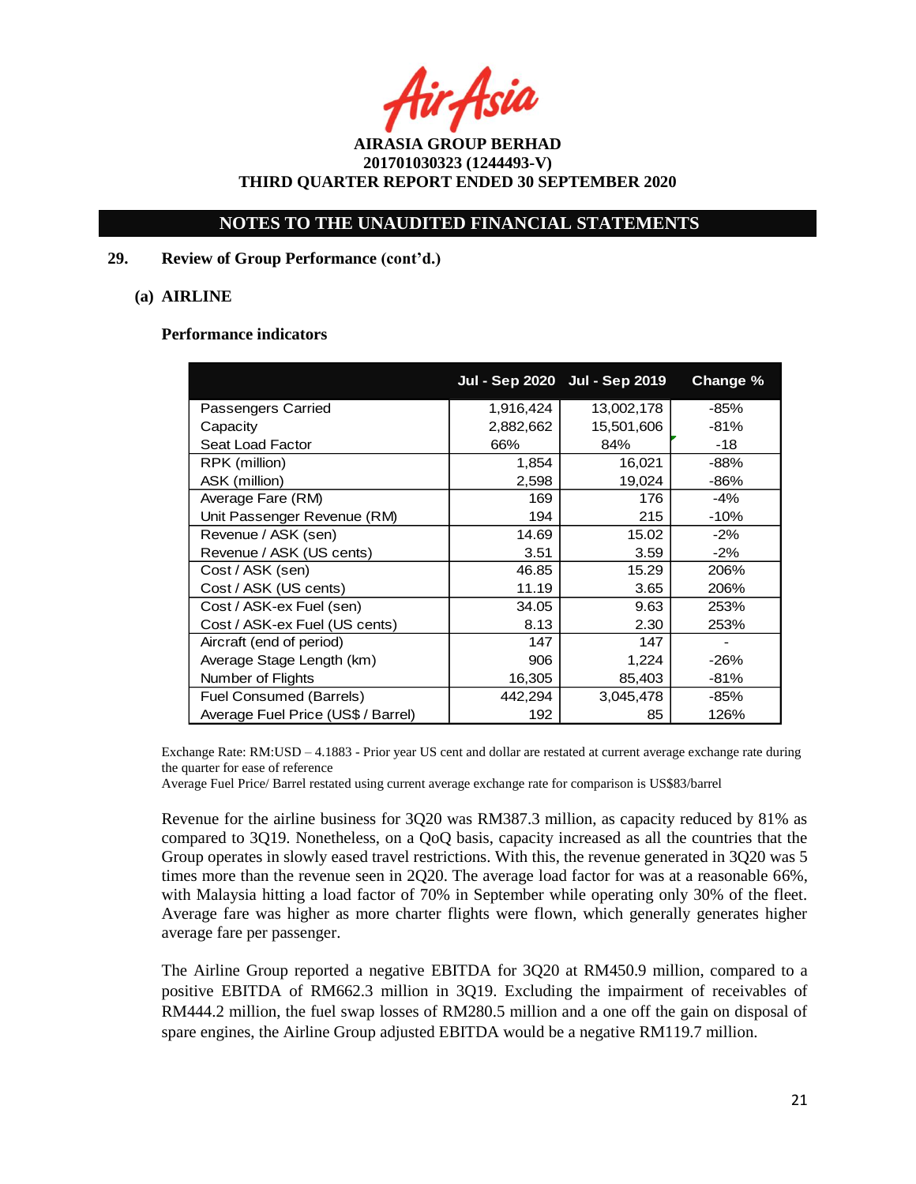**AIRASIA GROUP BERHAD**
**201701030323 (1244493-V)**
**THIRD QUARTER REPORT ENDED 30 SEPTEMBER 2020**

## NOTES TO THE UNAUDITED FINANCIAL STATEMENTS

**29. Review of Group Performance (cont'd.)**

**(a) AIRLINE**

**Performance indicators**

| | Jul - Sep 2020 | Jul - Sep 2019 | Change % |
|---|---|---|---|
| Passengers Carried | 1,916,424 | 13,002,178 | -85% |
| Capacity | 2,882,662 | 15,501,606 | -81% |
| Seat Load Factor | 66% | 84% | -18 |
| RPK (million) | 1,854 | 16,021 | -88% |
| ASK (million) | 2,598 | 19,024 | -86% |
| Average Fare (RM) | 169 | 176 | -4% |
| Unit Passenger Revenue (RM) | 194 | 215 | -10% |
| Revenue / ASK (sen) | 14.69 | 15.02 | -2% |
| Revenue / ASK (US cents) | 3.51 | 3.59 | -2% |
| Cost / ASK (sen) | 46.85 | 15.29 | 206% |
| Cost / ASK (US cents) | 11.19 | 3.65 | 206% |
| Cost / ASK-ex Fuel (sen) | 34.05 | 9.63 | 253% |
| Cost / ASK-ex Fuel (US cents) | 8.13 | 2.30 | 253% |
| Aircraft (end of period) | 147 | 147 | - |
| Average Stage Length (km) | 906 | 1,224 | -26% |
| Number of Flights | 16,305 | 85,403 | -81% |
| Fuel Consumed (Barrels) | 442,294 | 3,045,478 | -85% |
| Average Fuel Price (US$ / Barrel) | 192 | 85 | 126% |

Exchange Rate: RM:USD – 4.1883 - Prior year US cent and dollar are restated at current average exchange rate during the quarter for ease of reference

Average Fuel Price/ Barrel restated using current average exchange rate for comparison is US$83/barrel

Revenue for the airline business for 3Q20 was RM387.3 million, as capacity reduced by 81% as compared to 3Q19. Nonetheless, on a QoQ basis, capacity increased as all the countries that the Group operates in slowly eased travel restrictions. With this, the revenue generated in 3Q20 was 5 times more than the revenue seen in 2Q20. The average load factor for was at a reasonable 66%, with Malaysia hitting a load factor of 70% in September while operating only 30% of the fleet. Average fare was higher as more charter flights were flown, which generally generates higher average fare per passenger.

The Airline Group reported a negative EBITDA for 3Q20 at RM450.9 million, compared to a positive EBITDA of RM662.3 million in 3Q19. Excluding the impairment of receivables of RM444.2 million, the fuel swap losses of RM280.5 million and a one off the gain on disposal of spare engines, the Airline Group adjusted EBITDA would be a negative RM119.7 million.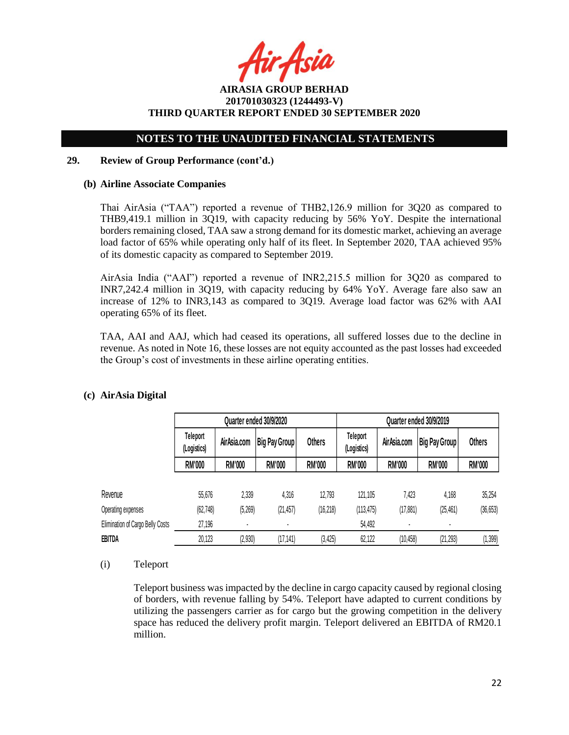## NOTES TO THE UNAUDITED FINANCIAL STATEMENTS

**29. Review of Group Performance (cont'd.)**

**(b) Airline Associate Companies**

Thai AirAsia ("TAA") reported a revenue of THB2,126.9 million for 3Q20 as compared to THB9,419.1 million in 3Q19, with capacity reducing by 56% YoY. Despite the international borders remaining closed, TAA saw a strong demand for its domestic market, achieving an average load factor of 65% while operating only half of its fleet. In September 2020, TAA achieved 95% of its domestic capacity as compared to September 2019.

AirAsia India ("AAI") reported a revenue of INR2,215.5 million for 3Q20 as compared to INR7,242.4 million in 3Q19, with capacity reducing by 64% YoY. Average fare also saw an increase of 12% to INR3,143 as compared to 3Q19. Average load factor was 62% with AAI operating 65% of its fleet.

TAA, AAI and AAJ, which had ceased its operations, all suffered losses due to the decline in revenue. As noted in Note 16, these losses are not equity accounted as the past losses had exceeded the Group's cost of investments in these airline operating entities.

**(c) AirAsia Digital**

| | Quarter ended 30/9/2020 | | | | Quarter ended 30/9/2019 | | | |
|---|---|---|---|---|---|---|---|---|
| | Teleport (Logistics) | AirAsia.com | Big Pay Group | Others | Teleport (Logistics) | AirAsia.com | Big Pay Group | Others |
| | RM'000 | RM'000 | RM'000 | RM'000 | RM'000 | RM'000 | RM'000 | RM'000 |
| Revenue | 55,676 | 2,339 | 4,316 | 12,793 | 121,105 | 7,423 | 4,168 | 35,254 |
| Operating expenses | (62,748) | (5,269) | (21,457) | (16,218) | (113,475) | (17,881) | (25,461) | (36,653) |
| Elimination of Cargo Belly Costs | 27,196 | - | - | | 54,492 | - | - | |
| **EBITDA** | 20,123 | (2,930) | (17,141) | (3,425) | 62,122 | (10,458) | (21,293) | (1,399) |

(i) Teleport

Teleport business was impacted by the decline in cargo capacity caused by regional closing of borders, with revenue falling by 54%. Teleport have adapted to current conditions by utilizing the passengers carrier as for cargo but the growing competition in the delivery space has reduced the delivery profit margin. Teleport delivered an EBITDA of RM20.1 million.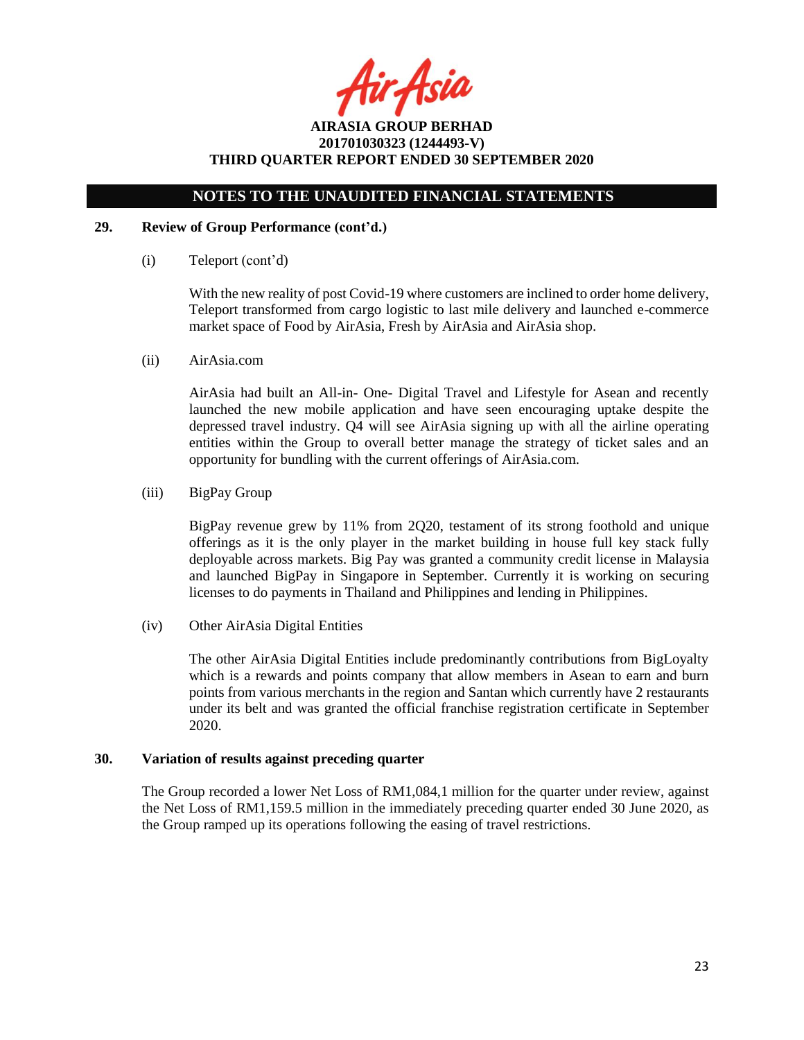## NOTES TO THE UNAUDITED FINANCIAL STATEMENTS

### 29. Review of Group Performance (cont'd.)

(i) Teleport (cont'd)

With the new reality of post Covid-19 where customers are inclined to order home delivery, Teleport transformed from cargo logistic to last mile delivery and launched e-commerce market space of Food by AirAsia, Fresh by AirAsia and AirAsia shop.

(ii) AirAsia.com

AirAsia had built an All-in- One- Digital Travel and Lifestyle for Asean and recently launched the new mobile application and have seen encouraging uptake despite the depressed travel industry. Q4 will see AirAsia signing up with all the airline operating entities within the Group to overall better manage the strategy of ticket sales and an opportunity for bundling with the current offerings of AirAsia.com.

(iii) BigPay Group

BigPay revenue grew by 11% from 2Q20, testament of its strong foothold and unique offerings as it is the only player in the market building in house full key stack fully deployable across markets. Big Pay was granted a community credit license in Malaysia and launched BigPay in Singapore in September. Currently it is working on securing licenses to do payments in Thailand and Philippines and lending in Philippines.

(iv) Other AirAsia Digital Entities

The other AirAsia Digital Entities include predominantly contributions from BigLoyalty which is a rewards and points company that allow members in Asean to earn and burn points from various merchants in the region and Santan which currently have 2 restaurants under its belt and was granted the official franchise registration certificate in September 2020.

### 30. Variation of results against preceding quarter

The Group recorded a lower Net Loss of RM1,084,1 million for the quarter under review, against the Net Loss of RM1,159.5 million in the immediately preceding quarter ended 30 June 2020, as the Group ramped up its operations following the easing of travel restrictions.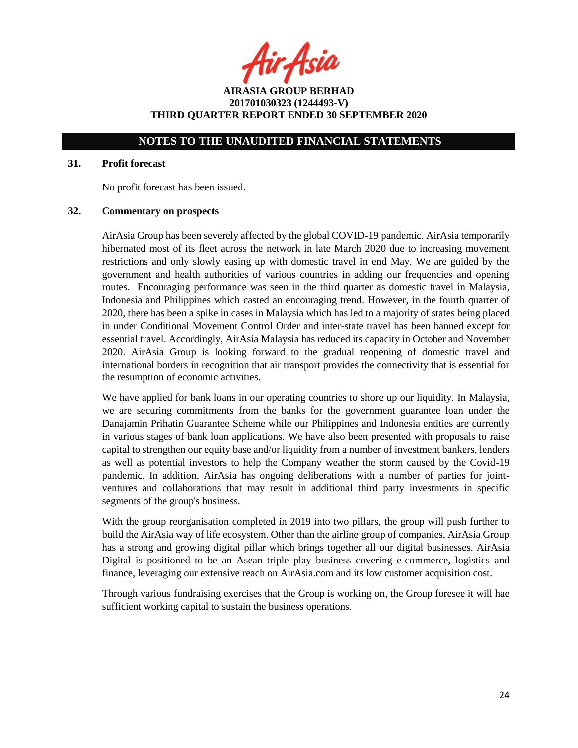## NOTES TO THE UNAUDITED FINANCIAL STATEMENTS

### 31. Profit forecast

No profit forecast has been issued.

### 32. Commentary on prospects

AirAsia Group has been severely affected by the global COVID-19 pandemic. AirAsia temporarily hibernated most of its fleet across the network in late March 2020 due to increasing movement restrictions and only slowly easing up with domestic travel in end May. We are guided by the government and health authorities of various countries in adding our frequencies and opening routes. Encouraging performance was seen in the third quarter as domestic travel in Malaysia, Indonesia and Philippines which casted an encouraging trend. However, in the fourth quarter of 2020, there has been a spike in cases in Malaysia which has led to a majority of states being placed in under Conditional Movement Control Order and inter-state travel has been banned except for essential travel. Accordingly, AirAsia Malaysia has reduced its capacity in October and November 2020. AirAsia Group is looking forward to the gradual reopening of domestic travel and international borders in recognition that air transport provides the connectivity that is essential for the resumption of economic activities.

We have applied for bank loans in our operating countries to shore up our liquidity. In Malaysia, we are securing commitments from the banks for the government guarantee loan under the Danajamin Prihatin Guarantee Scheme while our Philippines and Indonesia entities are currently in various stages of bank loan applications. We have also been presented with proposals to raise capital to strengthen our equity base and/or liquidity from a number of investment bankers, lenders as well as potential investors to help the Company weather the storm caused by the Covid-19 pandemic. In addition, AirAsia has ongoing deliberations with a number of parties for joint-ventures and collaborations that may result in additional third party investments in specific segments of the group's business.

With the group reorganisation completed in 2019 into two pillars, the group will push further to build the AirAsia way of life ecosystem. Other than the airline group of companies, AirAsia Group has a strong and growing digital pillar which brings together all our digital businesses. AirAsia Digital is positioned to be an Asean triple play business covering e-commerce, logistics and finance, leveraging our extensive reach on AirAsia.com and its low customer acquisition cost.

Through various fundraising exercises that the Group is working on, the Group foresee it will hae sufficient working capital to sustain the business operations.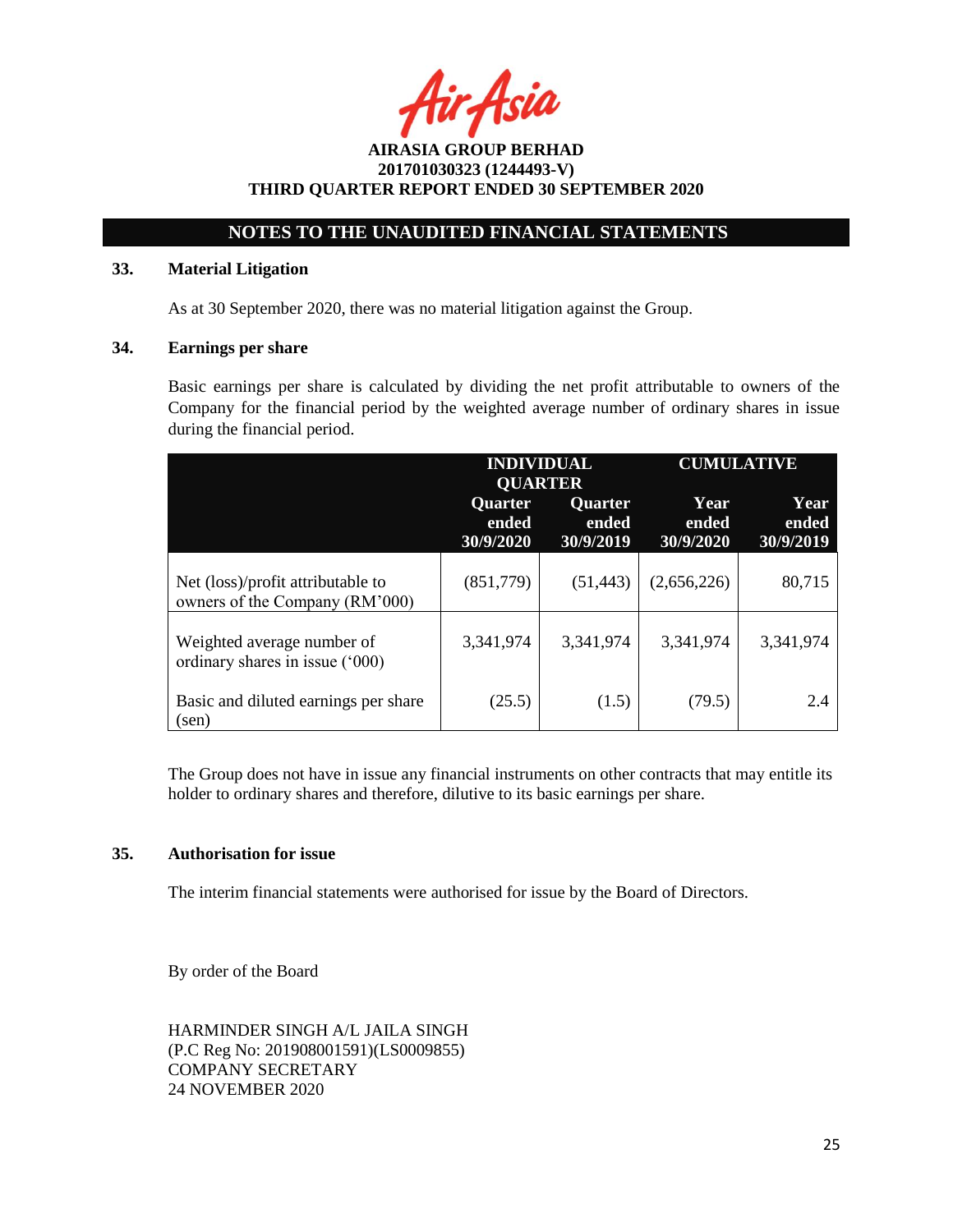**AIRASIA GROUP BERHAD**
**201701030323 (1244493-V)**
**THIRD QUARTER REPORT ENDED 30 SEPTEMBER 2020**

## NOTES TO THE UNAUDITED FINANCIAL STATEMENTS

### 33. Material Litigation

As at 30 September 2020, there was no material litigation against the Group.

### 34. Earnings per share

Basic earnings per share is calculated by dividing the net profit attributable to owners of the Company for the financial period by the weighted average number of ordinary shares in issue during the financial period.

| | INDIVIDUAL QUARTER | | CUMULATIVE | |
|---|---|---|---|---|
| | Quarter ended 30/9/2020 | Quarter ended 30/9/2019 | Year ended 30/9/2020 | Year ended 30/9/2019 |
| Net (loss)/profit attributable to owners of the Company (RM'000) | (851,779) | (51,443) | (2,656,226) | 80,715 |
| Weighted average number of ordinary shares in issue ('000) | 3,341,974 | 3,341,974 | 3,341,974 | 3,341,974 |
| Basic and diluted earnings per share (sen) | (25.5) | (1.5) | (79.5) | 2.4 |

The Group does not have in issue any financial instruments on other contracts that may entitle its holder to ordinary shares and therefore, dilutive to its basic earnings per share.

### 35. Authorisation for issue

The interim financial statements were authorised for issue by the Board of Directors.

By order of the Board

HARMINDER SINGH A/L JAILA SINGH
(P.C Reg No: 201908001591)(LS0009855)
COMPANY SECRETARY
24 NOVEMBER 2020